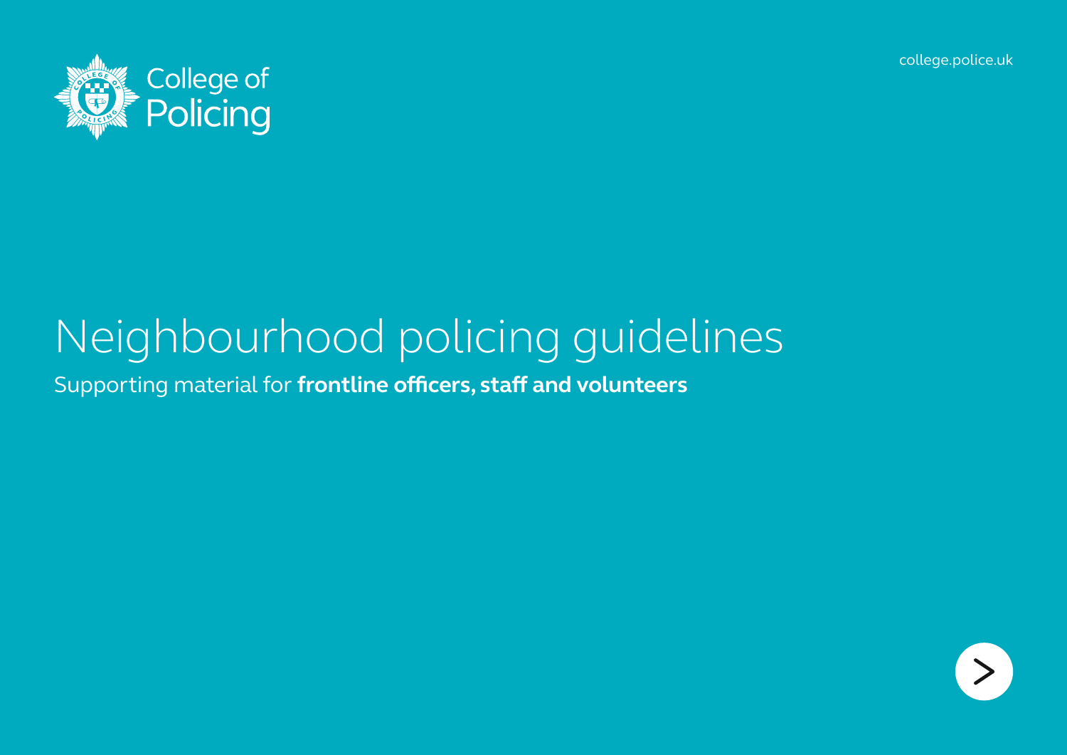College of Policing

college.police.uk

# Neighbourhood policing guidelines

Supporting material for **frontline officers, staff and volunteers**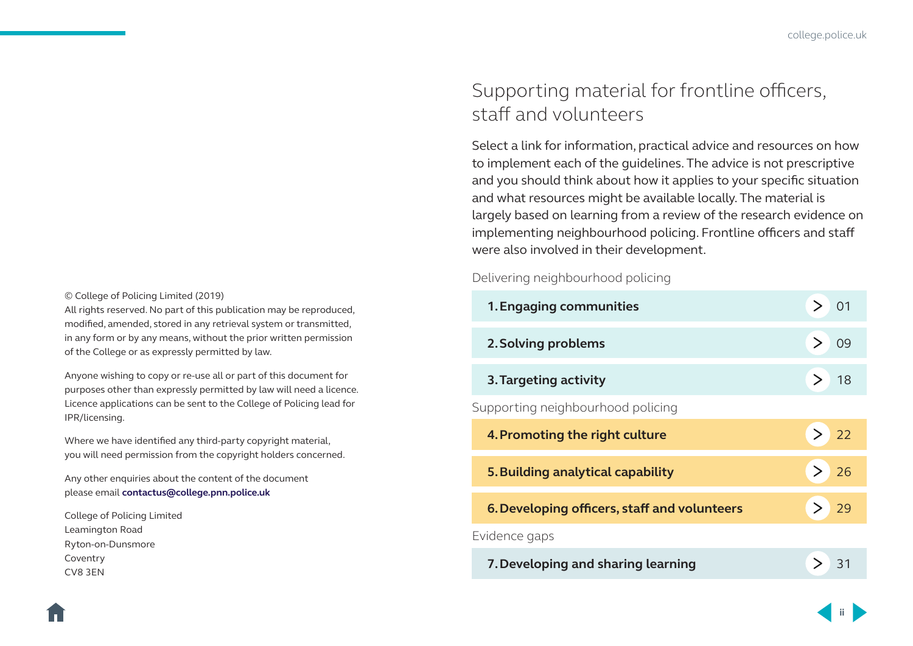© College of Policing Limited (2019)
All rights reserved. No part of this publication may be reproduced, modified, amended, stored in any retrieval system or transmitted, in any form or by any means, without the prior written permission of the College or as expressly permitted by law.

Anyone wishing to copy or re-use all or part of this document for purposes other than expressly permitted by law will need a licence. Licence applications can be sent to the College of Policing lead for IPR/licensing.

Where we have identified any third-party copyright material, you will need permission from the copyright holders concerned.

Any other enquiries about the content of the document please email **contactus@college.pnn.police.uk**

College of Policing Limited
Leamington Road
Ryton-on-Dunsmore
Coventry
CV8 3EN

# Supporting material for frontline officers, staff and volunteers

Select a link for information, practical advice and resources on how to implement each of the guidelines. The advice is not prescriptive and you should think about how it applies to your specific situation and what resources might be available locally. The material is largely based on learning from a review of the research evidence on implementing neighbourhood policing. Frontline officers and staff were also involved in their development.

Delivering neighbourhood policing

- **1. Engaging communities** — 01
- **2. Solving problems** — 09
- **3. Targeting activity** — 18

Supporting neighbourhood policing

- **4. Promoting the right culture** — 22
- **5. Building analytical capability** — 26
- **6. Developing officers, staff and volunteers** — 29

Evidence gaps

- **7. Developing and sharing learning** — 31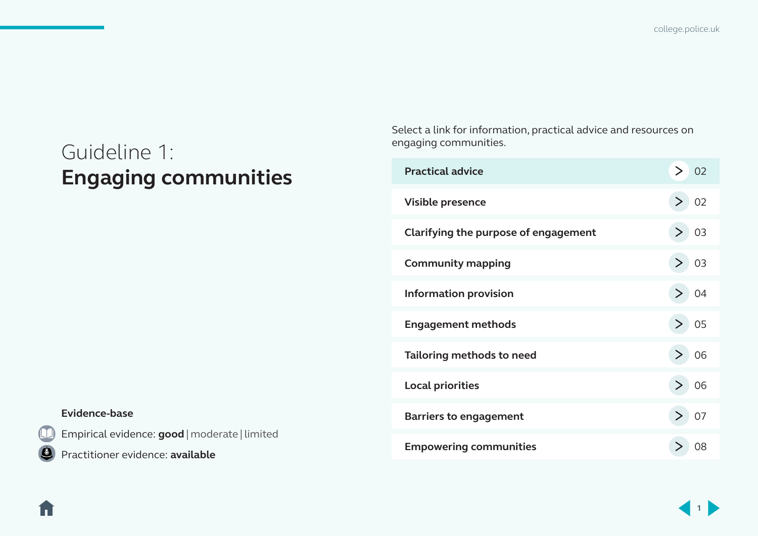# Guideline 1: **Engaging communities**

Select a link for information, practical advice and resources on engaging communities.

| Section | Page |
|---|---|
| **Practical advice** | 02 |
| **Visible presence** | 02 |
| **Clarifying the purpose of engagement** | 03 |
| **Community mapping** | 03 |
| **Information provision** | 04 |
| **Engagement methods** | 05 |
| **Tailoring methods to need** | 06 |
| **Local priorities** | 06 |
| **Barriers to engagement** | 07 |
| **Empowering communities** | 08 |

**Evidence-base**

Empirical evidence: **good** | moderate | limited

Practitioner evidence: **available**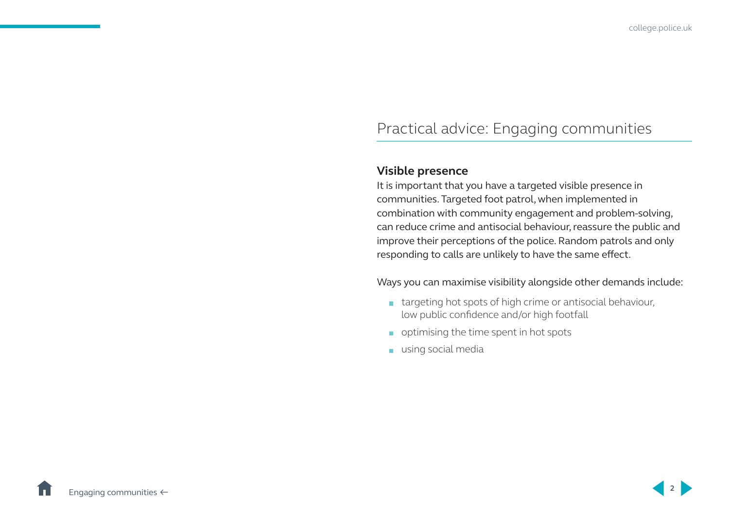# Practical advice: Engaging communities

### Visible presence

It is important that you have a targeted visible presence in communities. Targeted foot patrol, when implemented in combination with community engagement and problem-solving, can reduce crime and antisocial behaviour, reassure the public and improve their perceptions of the police. Random patrols and only responding to calls are unlikely to have the same effect.

Ways you can maximise visibility alongside other demands include:

- targeting hot spots of high crime or antisocial behaviour, low public confidence and/or high footfall
- optimising the time spent in hot spots
- using social media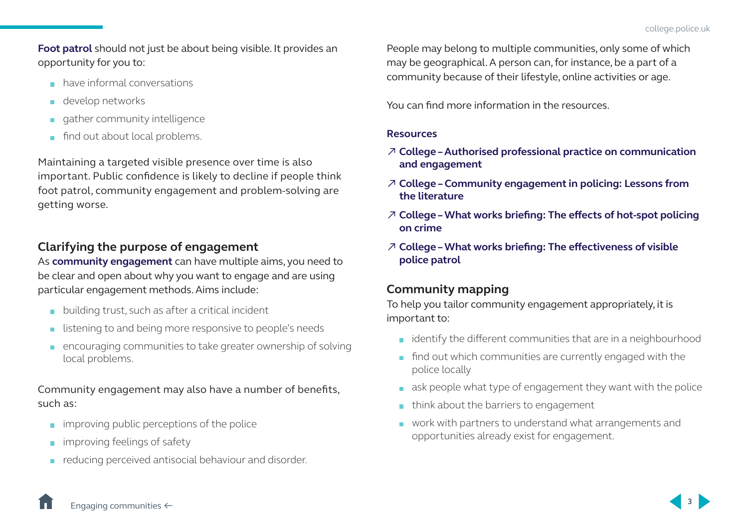**Foot patrol** should not just be about being visible. It provides an opportunity for you to:

- have informal conversations
- develop networks
- gather community intelligence
- find out about local problems.

Maintaining a targeted visible presence over time is also important. Public confidence is likely to decline if people think foot patrol, community engagement and problem-solving are getting worse.

## Clarifying the purpose of engagement

As **community engagement** can have multiple aims, you need to be clear and open about why you want to engage and are using particular engagement methods. Aims include:

- building trust, such as after a critical incident
- listening to and being more responsive to people's needs
- encouraging communities to take greater ownership of solving local problems.

Community engagement may also have a number of benefits, such as:

- improving public perceptions of the police
- improving feelings of safety
- reducing perceived antisocial behaviour and disorder.

People may belong to multiple communities, only some of which may be geographical. A person can, for instance, be a part of a community because of their lifestyle, online activities or age.

You can find more information in the resources.

### Resources

- ↗ **College – Authorised professional practice on communication and engagement**
- ↗ **College – Community engagement in policing: Lessons from the literature**
- ↗ **College – What works briefing: The effects of hot-spot policing on crime**
- ↗ **College – What works briefing: The effectiveness of visible police patrol**

## Community mapping

To help you tailor community engagement appropriately, it is important to:

- identify the different communities that are in a neighbourhood
- find out which communities are currently engaged with the police locally
- ask people what type of engagement they want with the police
- think about the barriers to engagement
- work with partners to understand what arrangements and opportunities already exist for engagement.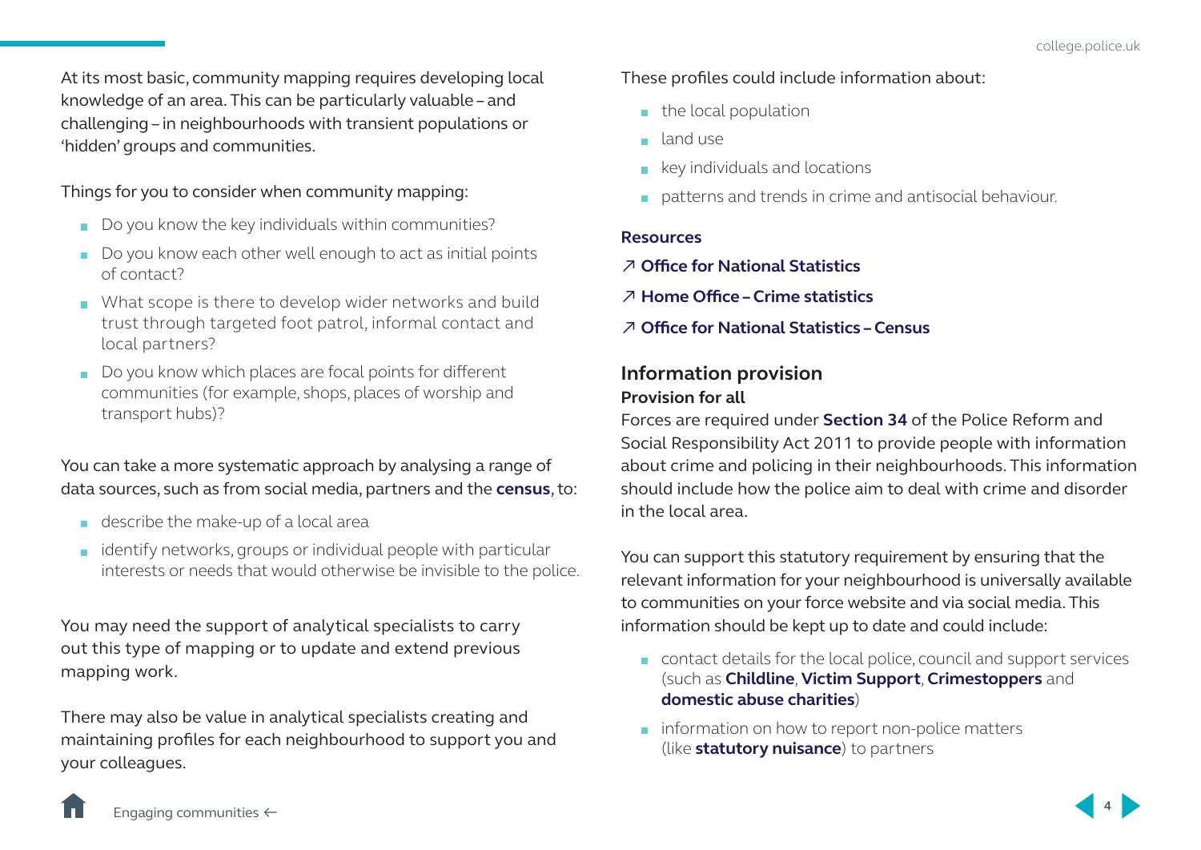At its most basic, community mapping requires developing local knowledge of an area. This can be particularly valuable – and challenging – in neighbourhoods with transient populations or 'hidden' groups and communities.

Things for you to consider when community mapping:

- Do you know the key individuals within communities?
- Do you know each other well enough to act as initial points of contact?
- What scope is there to develop wider networks and build trust through targeted foot patrol, informal contact and local partners?
- Do you know which places are focal points for different communities (for example, shops, places of worship and transport hubs)?

You can take a more systematic approach by analysing a range of data sources, such as from social media, partners and the **census**, to:

- describe the make-up of a local area
- identify networks, groups or individual people with particular interests or needs that would otherwise be invisible to the police.

You may need the support of analytical specialists to carry out this type of mapping or to update and extend previous mapping work.

There may also be value in analytical specialists creating and maintaining profiles for each neighbourhood to support you and your colleagues.

These profiles could include information about:

- the local population
- land use
- key individuals and locations
- patterns and trends in crime and antisocial behaviour.

**Resources**

↗ **Office for National Statistics**

↗ **Home Office – Crime statistics**

↗ **Office for National Statistics – Census**

## Information provision

### Provision for all

Forces are required under **Section 34** of the Police Reform and Social Responsibility Act 2011 to provide people with information about crime and policing in their neighbourhoods. This information should include how the police aim to deal with crime and disorder in the local area.

You can support this statutory requirement by ensuring that the relevant information for your neighbourhood is universally available to communities on your force website and via social media. This information should be kept up to date and could include:

- contact details for the local police, council and support services (such as **Childline**, **Victim Support**, **Crimestoppers** and **domestic abuse charities**)
- information on how to report non-police matters (like **statutory nuisance**) to partners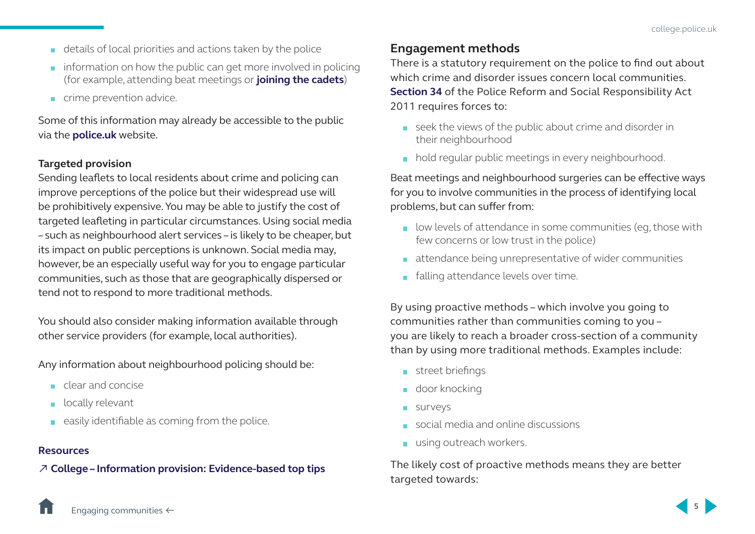- details of local priorities and actions taken by the police
- information on how the public can get more involved in policing (for example, attending beat meetings or **joining the cadets**)
- crime prevention advice.

Some of this information may already be accessible to the public via the **police.uk** website.

**Targeted provision**

Sending leaflets to local residents about crime and policing can improve perceptions of the police but their widespread use will be prohibitively expensive. You may be able to justify the cost of targeted leafleting in particular circumstances. Using social media – such as neighbourhood alert services – is likely to be cheaper, but its impact on public perceptions is unknown. Social media may, however, be an especially useful way for you to engage particular communities, such as those that are geographically dispersed or tend not to respond to more traditional methods.

You should also consider making information available through other service providers (for example, local authorities).

Any information about neighbourhood policing should be:

- clear and concise
- locally relevant
- easily identifiable as coming from the police.

**Resources**

↗ **College – Information provision: Evidence-based top tips**

## Engagement methods

There is a statutory requirement on the police to find out about which crime and disorder issues concern local communities. **Section 34** of the Police Reform and Social Responsibility Act 2011 requires forces to:

- seek the views of the public about crime and disorder in their neighbourhood
- hold regular public meetings in every neighbourhood.

Beat meetings and neighbourhood surgeries can be effective ways for you to involve communities in the process of identifying local problems, but can suffer from:

- low levels of attendance in some communities (eg, those with few concerns or low trust in the police)
- attendance being unrepresentative of wider communities
- falling attendance levels over time.

By using proactive methods – which involve you going to communities rather than communities coming to you – you are likely to reach a broader cross-section of a community than by using more traditional methods. Examples include:

- street briefings
- door knocking
- surveys
- social media and online discussions
- using outreach workers.

The likely cost of proactive methods means they are better targeted towards: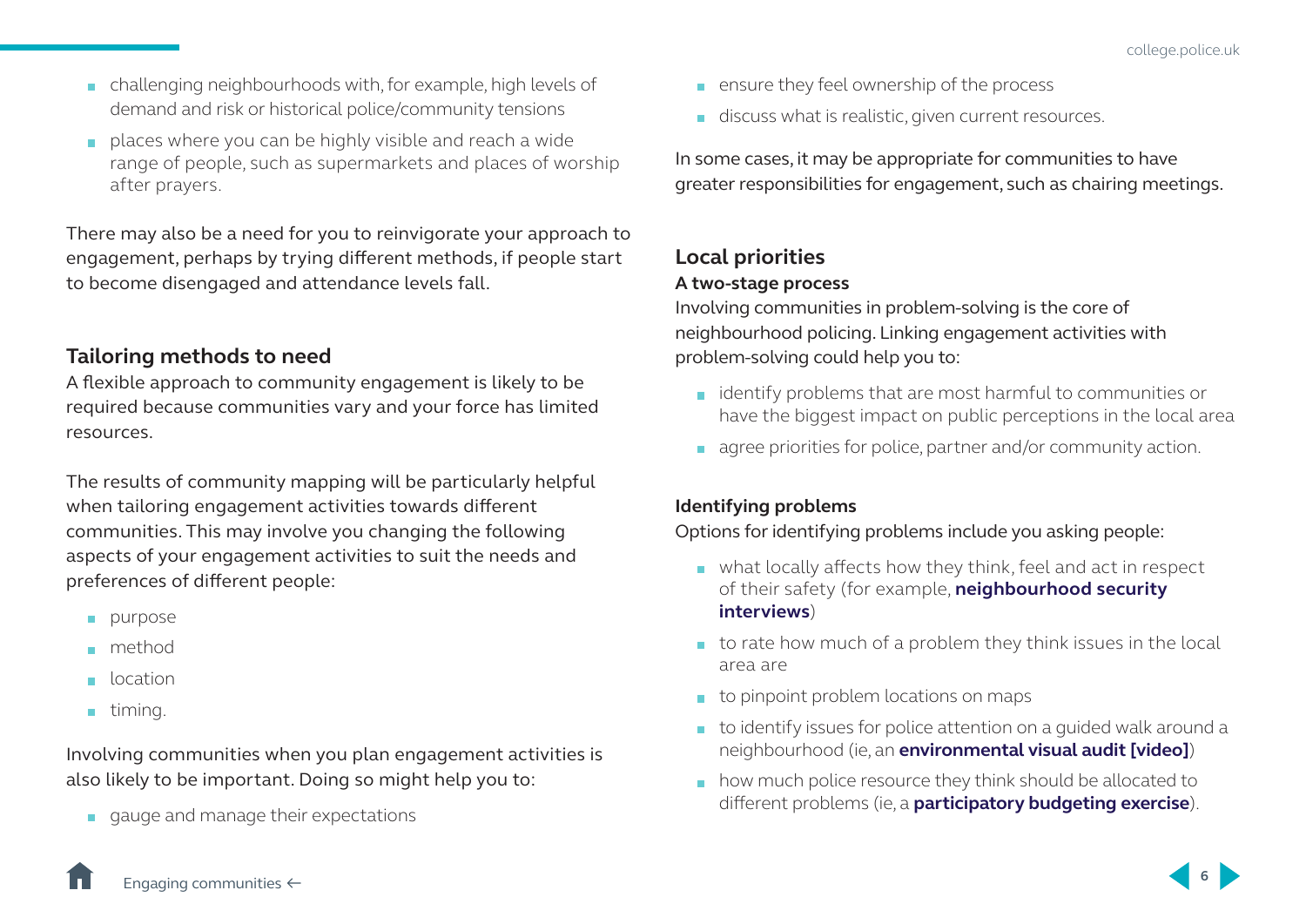- challenging neighbourhoods with, for example, high levels of demand and risk or historical police/community tensions
- places where you can be highly visible and reach a wide range of people, such as supermarkets and places of worship after prayers.

There may also be a need for you to reinvigorate your approach to engagement, perhaps by trying different methods, if people start to become disengaged and attendance levels fall.

### Tailoring methods to need

A flexible approach to community engagement is likely to be required because communities vary and your force has limited resources.

The results of community mapping will be particularly helpful when tailoring engagement activities towards different communities. This may involve you changing the following aspects of your engagement activities to suit the needs and preferences of different people:

- purpose
- method
- location
- timing.

Involving communities when you plan engagement activities is also likely to be important. Doing so might help you to:

- gauge and manage their expectations
- ensure they feel ownership of the process
- discuss what is realistic, given current resources.

In some cases, it may be appropriate for communities to have greater responsibilities for engagement, such as chairing meetings.

## Local priorities

#### A two-stage process

Involving communities in problem-solving is the core of neighbourhood policing. Linking engagement activities with problem-solving could help you to:

- identify problems that are most harmful to communities or have the biggest impact on public perceptions in the local area
- agree priorities for police, partner and/or community action.

#### Identifying problems

Options for identifying problems include you asking people:

- what locally affects how they think, feel and act in respect of their safety (for example, **neighbourhood security interviews**)
- to rate how much of a problem they think issues in the local area are
- to pinpoint problem locations on maps
- to identify issues for police attention on a guided walk around a neighbourhood (ie, an **environmental visual audit [video]**)
- how much police resource they think should be allocated to different problems (ie, a **participatory budgeting exercise**).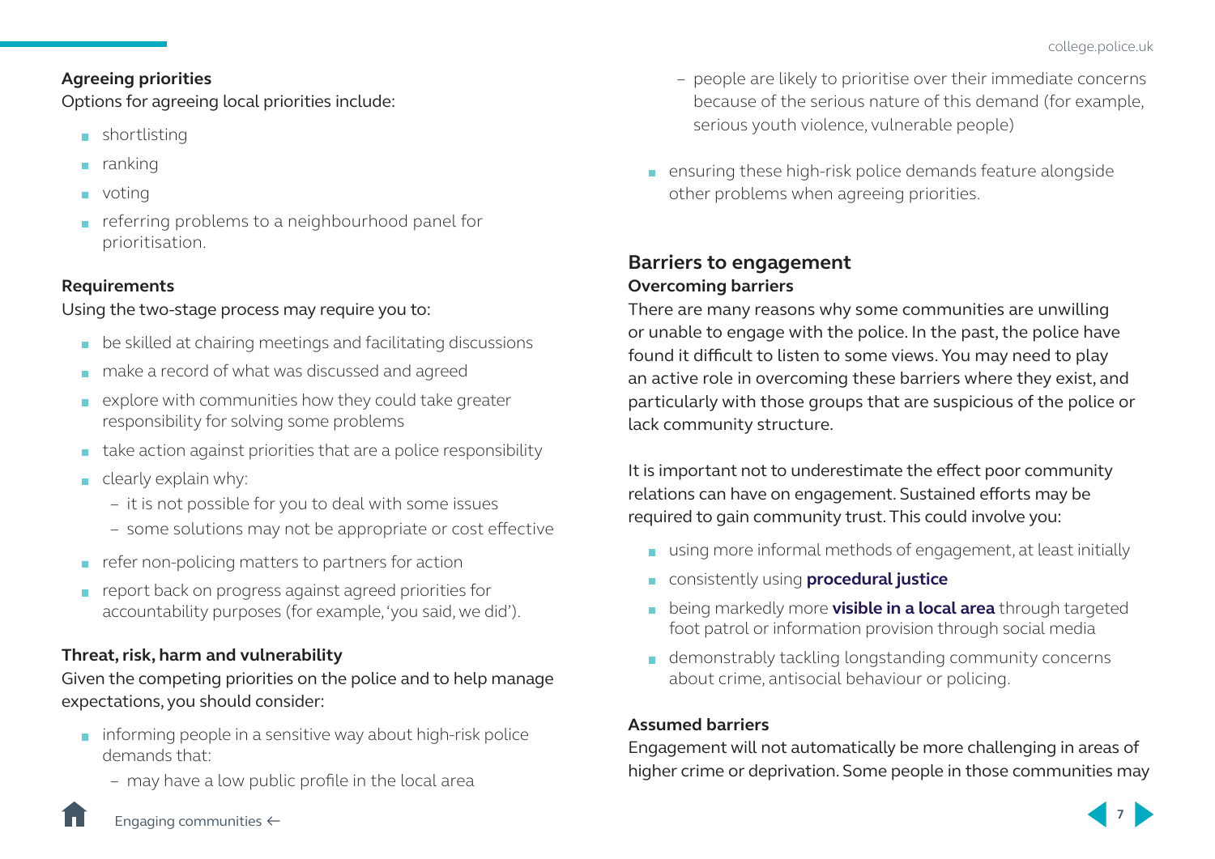### Agreeing priorities

Options for agreeing local priorities include:

- shortlisting
- ranking
- voting
- referring problems to a neighbourhood panel for prioritisation.

### Requirements

Using the two-stage process may require you to:

- be skilled at chairing meetings and facilitating discussions
- make a record of what was discussed and agreed
- explore with communities how they could take greater responsibility for solving some problems
- take action against priorities that are a police responsibility
- clearly explain why:
  - it is not possible for you to deal with some issues
  - some solutions may not be appropriate or cost effective
- refer non-policing matters to partners for action
- report back on progress against agreed priorities for accountability purposes (for example, 'you said, we did').

### Threat, risk, harm and vulnerability

Given the competing priorities on the police and to help manage expectations, you should consider:

- informing people in a sensitive way about high-risk police demands that:
  - may have a low public profile in the local area
  - people are likely to prioritise over their immediate concerns because of the serious nature of this demand (for example, serious youth violence, vulnerable people)
- ensuring these high-risk police demands feature alongside other problems when agreeing priorities.

## Barriers to engagement

### Overcoming barriers

There are many reasons why some communities are unwilling or unable to engage with the police. In the past, the police have found it difficult to listen to some views. You may need to play an active role in overcoming these barriers where they exist, and particularly with those groups that are suspicious of the police or lack community structure.

It is important not to underestimate the effect poor community relations can have on engagement. Sustained efforts may be required to gain community trust. This could involve you:

- using more informal methods of engagement, at least initially
- consistently using **procedural justice**
- being markedly more **visible in a local area** through targeted foot patrol or information provision through social media
- demonstrably tackling longstanding community concerns about crime, antisocial behaviour or policing.

### Assumed barriers

Engagement will not automatically be more challenging in areas of higher crime or deprivation. Some people in those communities may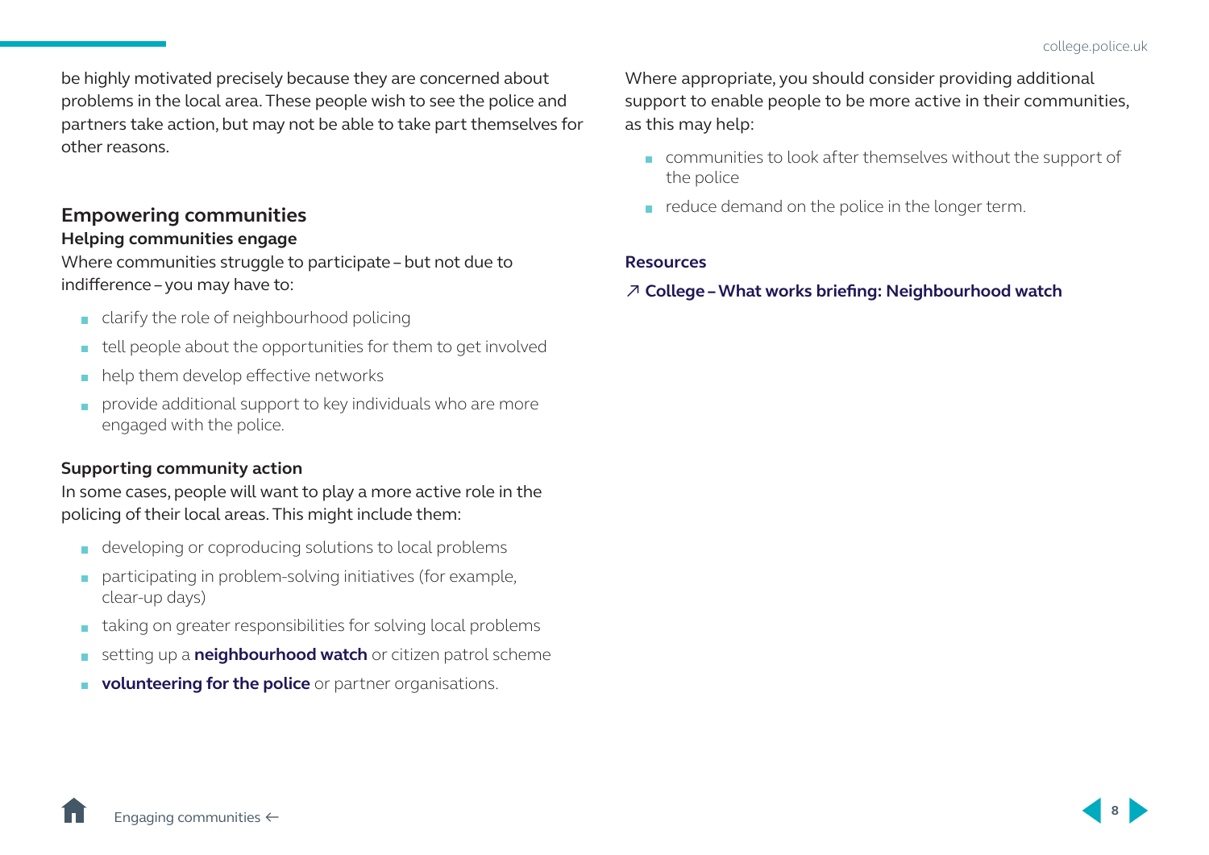be highly motivated precisely because they are concerned about problems in the local area. These people wish to see the police and partners take action, but may not be able to take part themselves for other reasons.

## Empowering communities

### Helping communities engage

Where communities struggle to participate – but not due to indifference – you may have to:

- clarify the role of neighbourhood policing
- tell people about the opportunities for them to get involved
- help them develop effective networks
- provide additional support to key individuals who are more engaged with the police.

### Supporting community action

In some cases, people will want to play a more active role in the policing of their local areas. This might include them:

- developing or coproducing solutions to local problems
- participating in problem-solving initiatives (for example, clear-up days)
- taking on greater responsibilities for solving local problems
- setting up a **neighbourhood watch** or citizen patrol scheme
- **volunteering for the police** or partner organisations.

Where appropriate, you should consider providing additional support to enable people to be more active in their communities, as this may help:

- communities to look after themselves without the support of the police
- reduce demand on the police in the longer term.

### Resources

↗ **College – What works briefing: Neighbourhood watch**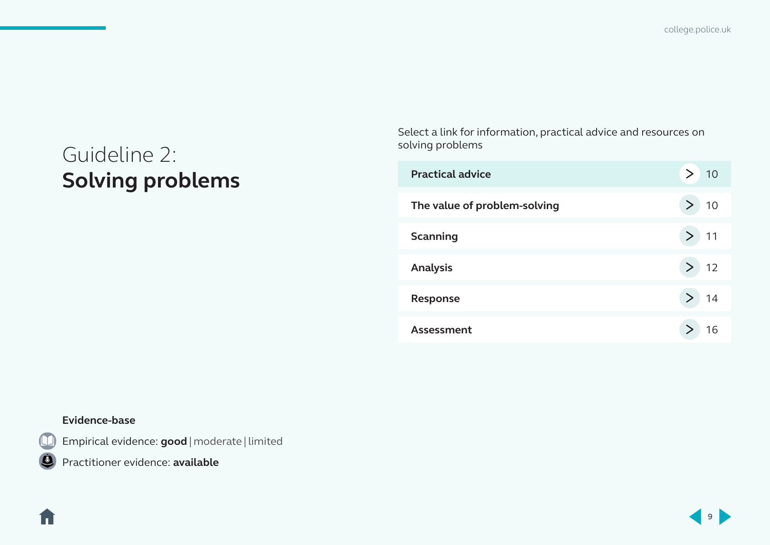# Guideline 2: **Solving problems**

Select a link for information, practical advice and resources on solving problems

| Section | Page |
| --- | --- |
| Practical advice | 10 |
| The value of problem-solving | 10 |
| Scanning | 11 |
| Analysis | 12 |
| Response | 14 |
| Assessment | 16 |

**Evidence-base**

Empirical evidence: **good** | moderate | limited

Practitioner evidence: **available**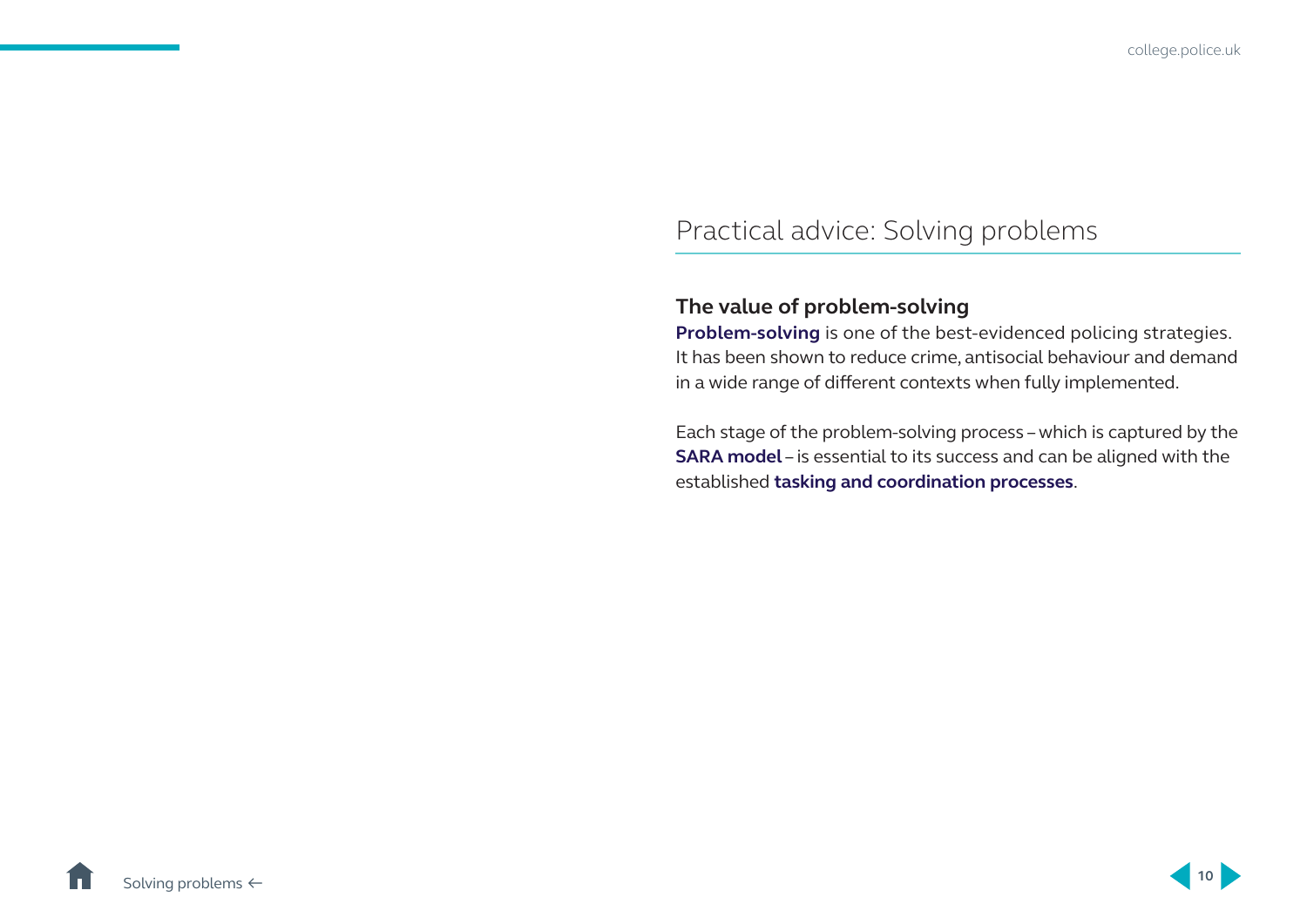# Practical advice: Solving problems

## The value of problem-solving

**Problem-solving** is one of the best-evidenced policing strategies. It has been shown to reduce crime, antisocial behaviour and demand in a wide range of different contexts when fully implemented.

Each stage of the problem-solving process – which is captured by the **SARA model** – is essential to its success and can be aligned with the established **tasking and coordination processes**.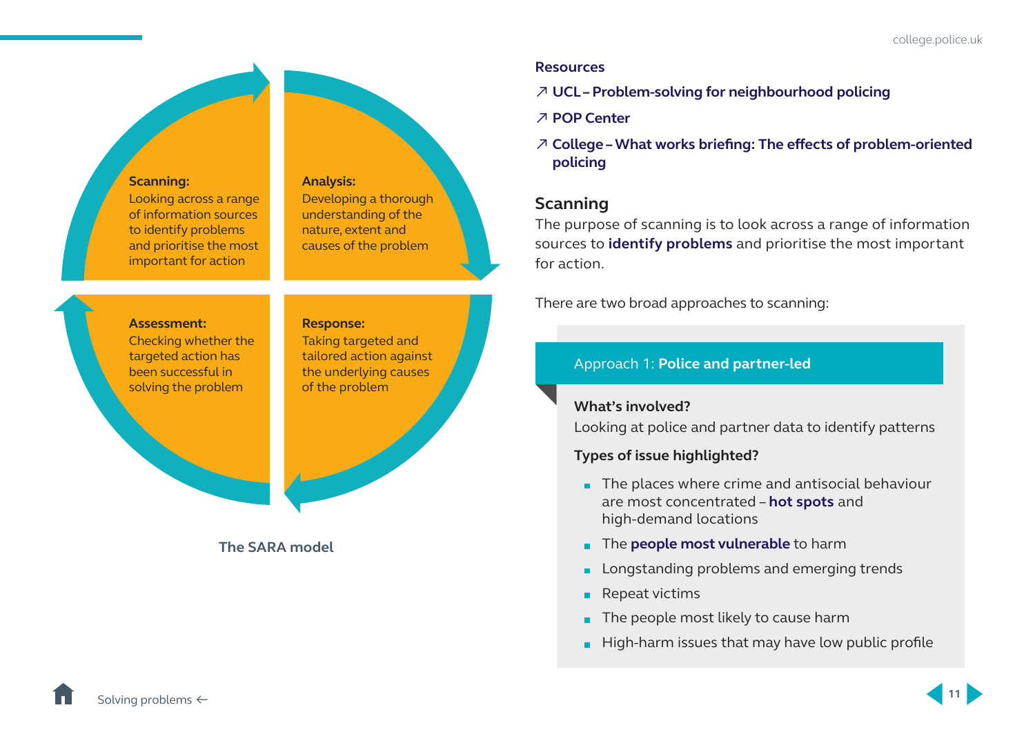**Scanning:**
Looking across a range of information sources to identify problems and prioritise the most important for action

**Analysis:**
Developing a thorough understanding of the nature, extent and causes of the problem

**Assessment:**
Checking whether the targeted action has been successful in solving the problem

**Response:**
Taking targeted and tailored action against the underlying causes of the problem

**The SARA model**

**Resources**

↗ **UCL – Problem-solving for neighbourhood policing**

↗ **POP Center**

↗ **College – What works briefing: The effects of problem-oriented policing**

## Scanning

The purpose of scanning is to look across a range of information sources to **identify problems** and prioritise the most important for action.

There are two broad approaches to scanning:

### Approach 1: **Police and partner-led**

**What's involved?**

Looking at police and partner data to identify patterns

**Types of issue highlighted?**

- The places where crime and antisocial behaviour are most concentrated – **hot spots** and high-demand locations
- The **people most vulnerable** to harm
- Longstanding problems and emerging trends
- Repeat victims
- The people most likely to cause harm
- High-harm issues that may have low public profile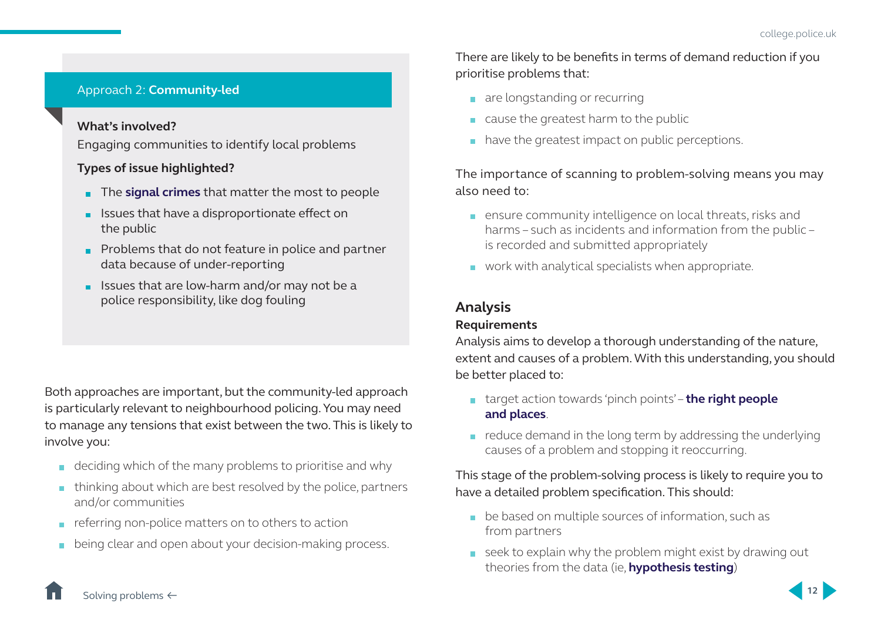Approach 2: **Community-led**

**What's involved?**

Engaging communities to identify local problems

**Types of issue highlighted?**

- The **signal crimes** that matter the most to people
- Issues that have a disproportionate effect on the public
- Problems that do not feature in police and partner data because of under-reporting
- Issues that are low-harm and/or may not be a police responsibility, like dog fouling

Both approaches are important, but the community-led approach is particularly relevant to neighbourhood policing. You may need to manage any tensions that exist between the two. This is likely to involve you:

- deciding which of the many problems to prioritise and why
- thinking about which are best resolved by the police, partners and/or communities
- referring non-police matters on to others to action
- being clear and open about your decision-making process.

There are likely to be benefits in terms of demand reduction if you prioritise problems that:

- are longstanding or recurring
- cause the greatest harm to the public
- have the greatest impact on public perceptions.

The importance of scanning to problem-solving means you may also need to:

- ensure community intelligence on local threats, risks and harms – such as incidents and information from the public – is recorded and submitted appropriately
- work with analytical specialists when appropriate.

## Analysis

### Requirements

Analysis aims to develop a thorough understanding of the nature, extent and causes of a problem. With this understanding, you should be better placed to:

- target action towards 'pinch points' – **the right people and places**.
- reduce demand in the long term by addressing the underlying causes of a problem and stopping it reoccurring.

This stage of the problem-solving process is likely to require you to have a detailed problem specification. This should:

- be based on multiple sources of information, such as from partners
- seek to explain why the problem might exist by drawing out theories from the data (ie, **hypothesis testing**)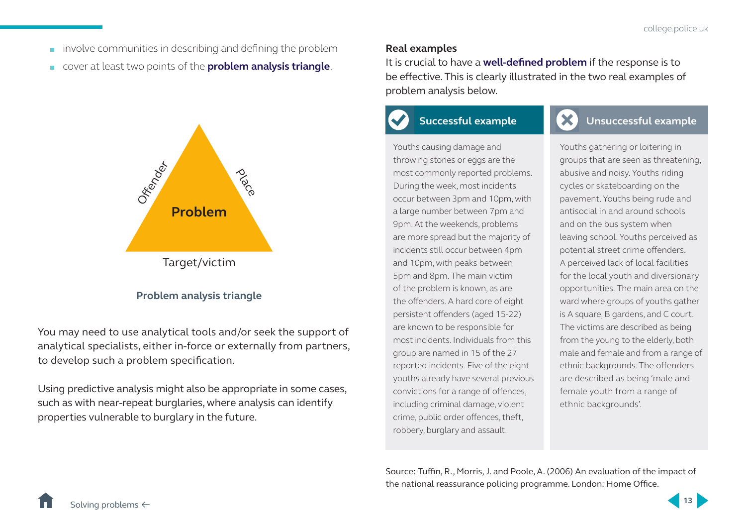- involve communities in describing and defining the problem
- cover at least two points of the **problem analysis triangle**.

Offender

Place

Problem

Target/victim

**Problem analysis triangle**

You may need to use analytical tools and/or seek the support of analytical specialists, either in-force or externally from partners, to develop such a problem specification.

Using predictive analysis might also be appropriate in some cases, such as with near-repeat burglaries, where analysis can identify properties vulnerable to burglary in the future.

## Real examples

It is crucial to have a **well-defined problem** if the response is to be effective. This is clearly illustrated in the two real examples of problem analysis below.

### Successful example

Youths causing damage and throwing stones or eggs are the most commonly reported problems. During the week, most incidents occur between 3pm and 10pm, with a large number between 7pm and 9pm. At the weekends, problems are more spread but the majority of incidents still occur between 4pm and 10pm, with peaks between 5pm and 8pm. The main victim of the problem is known, as are the offenders. A hard core of eight persistent offenders (aged 15-22) are known to be responsible for most incidents. Individuals from this group are named in 15 of the 27 reported incidents. Five of the eight youths already have several previous convictions for a range of offences, including criminal damage, violent crime, public order offences, theft, robbery, burglary and assault.

### Unsuccessful example

Youths gathering or loitering in groups that are seen as threatening, abusive and noisy. Youths riding cycles or skateboarding on the pavement. Youths being rude and antisocial in and around schools and on the bus system when leaving school. Youths perceived as potential street crime offenders. A perceived lack of local facilities for the local youth and diversionary opportunities. The main area on the ward where groups of youths gather is A square, B gardens, and C court. The victims are described as being from the young to the elderly, both male and female and from a range of ethnic backgrounds. The offenders are described as being 'male and female youth from a range of ethnic backgrounds'.

Source: Tuffin, R., Morris, J. and Poole, A. (2006) An evaluation of the impact of the national reassurance policing programme. London: Home Office.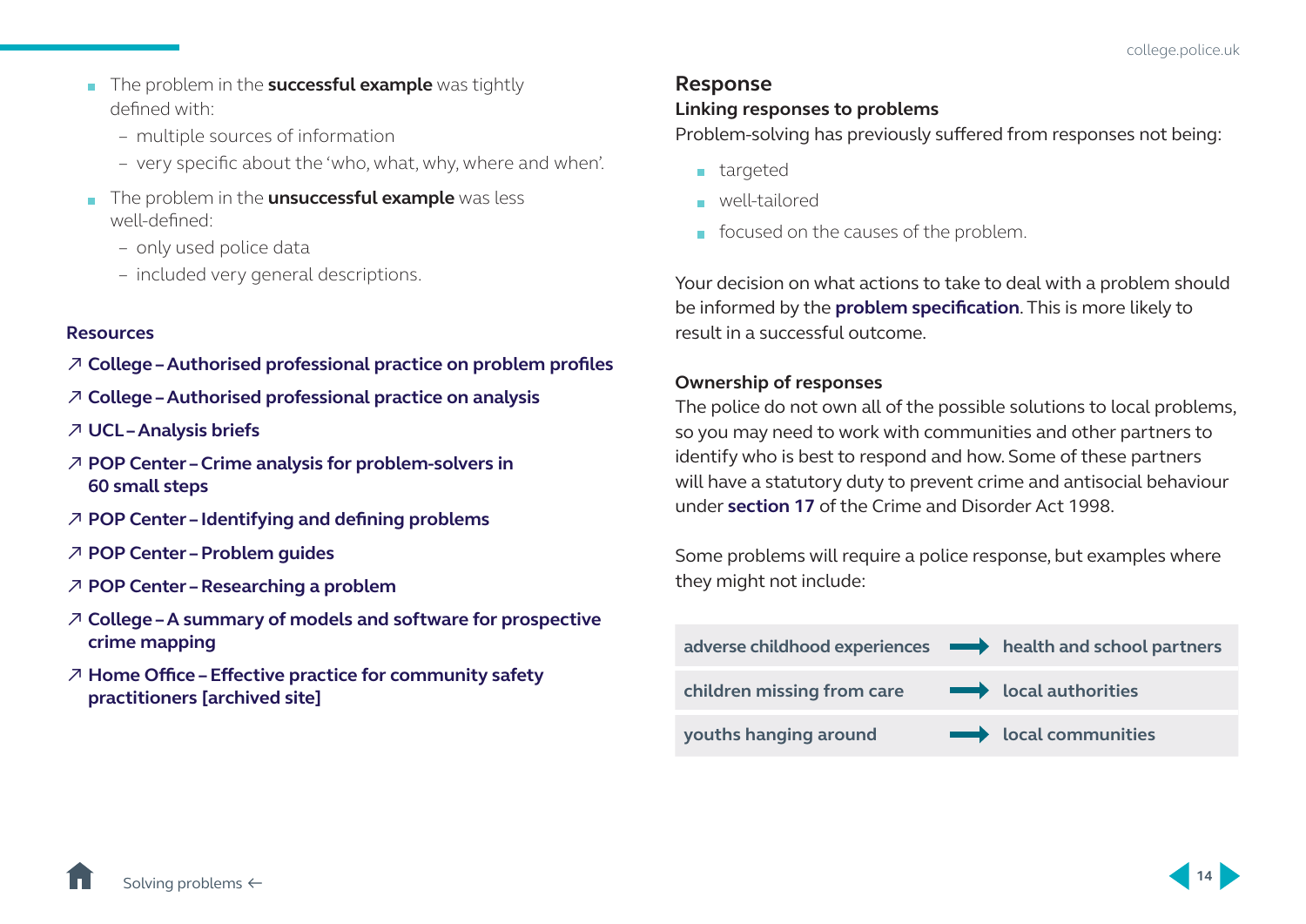- The problem in the **successful example** was tightly defined with:
  - multiple sources of information
  - very specific about the 'who, what, why, where and when'.
- The problem in the **unsuccessful example** was less well-defined:
  - only used police data
  - included very general descriptions.

### Resources

↗ **College – Authorised professional practice on problem profiles**

↗ **College – Authorised professional practice on analysis**

↗ **UCL – Analysis briefs**

↗ **POP Center – Crime analysis for problem-solvers in 60 small steps**

↗ **POP Center – Identifying and defining problems**

↗ **POP Center – Problem guides**

↗ **POP Center – Researching a problem**

↗ **College – A summary of models and software for prospective crime mapping**

↗ **Home Office – Effective practice for community safety practitioners [archived site]**

## Response

### Linking responses to problems

Problem-solving has previously suffered from responses not being:

- targeted
- well-tailored
- focused on the causes of the problem.

Your decision on what actions to take to deal with a problem should be informed by the **problem specification**. This is more likely to result in a successful outcome.

### Ownership of responses

The police do not own all of the possible solutions to local problems, so you may need to work with communities and other partners to identify who is best to respond and how. Some of these partners will have a statutory duty to prevent crime and antisocial behaviour under **section 17** of the Crime and Disorder Act 1998.

Some problems will require a police response, but examples where they might not include:

| Problem | | Partner |
|---|---|---|
| adverse childhood experiences | → | health and school partners |
| children missing from care | → | local authorities |
| youths hanging around | → | local communities |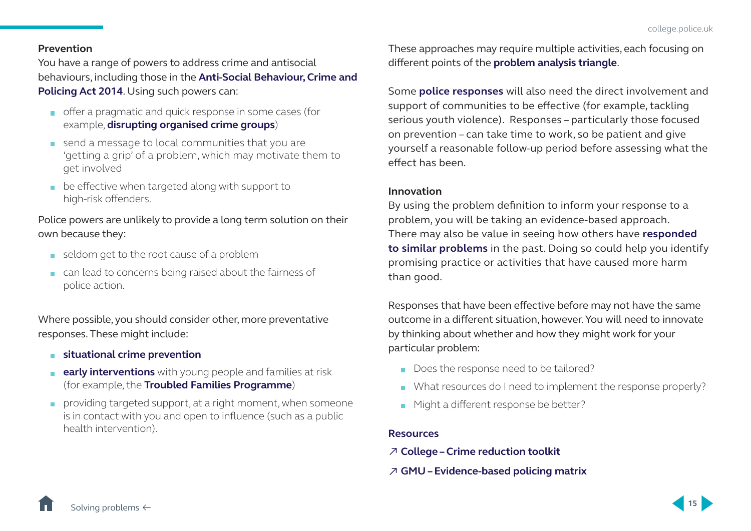**Prevention**

You have a range of powers to address crime and antisocial behaviours, including those in the **Anti-Social Behaviour, Crime and Policing Act 2014**. Using such powers can:

- offer a pragmatic and quick response in some cases (for example, **disrupting organised crime groups**)
- send a message to local communities that you are 'getting a grip' of a problem, which may motivate them to get involved
- be effective when targeted along with support to high-risk offenders.

Police powers are unlikely to provide a long term solution on their own because they:

- seldom get to the root cause of a problem
- can lead to concerns being raised about the fairness of police action.

Where possible, you should consider other, more preventative responses. These might include:

- **situational crime prevention**
- **early interventions** with young people and families at risk (for example, the **Troubled Families Programme**)
- providing targeted support, at a right moment, when someone is in contact with you and open to influence (such as a public health intervention).

These approaches may require multiple activities, each focusing on different points of the **problem analysis triangle**.

Some **police responses** will also need the direct involvement and support of communities to be effective (for example, tackling serious youth violence). Responses – particularly those focused on prevention – can take time to work, so be patient and give yourself a reasonable follow-up period before assessing what the effect has been.

**Innovation**

By using the problem definition to inform your response to a problem, you will be taking an evidence-based approach. There may also be value in seeing how others have **responded to similar problems** in the past. Doing so could help you identify promising practice or activities that have caused more harm than good.

Responses that have been effective before may not have the same outcome in a different situation, however. You will need to innovate by thinking about whether and how they might work for your particular problem:

- Does the response need to be tailored?
- What resources do I need to implement the response properly?
- Might a different response be better?

**Resources**

↗ **College – Crime reduction toolkit**

↗ **GMU – Evidence-based policing matrix**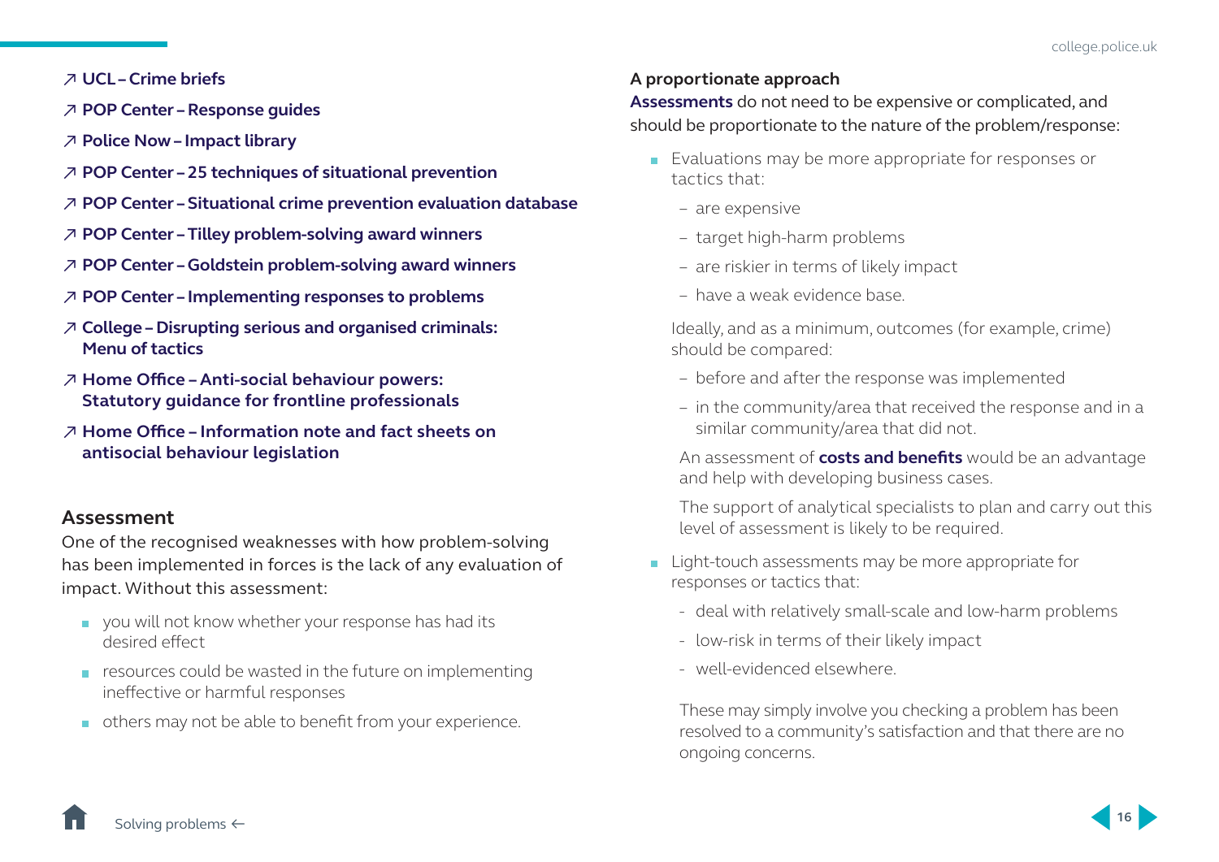- ↗ **UCL – Crime briefs**
- ↗ **POP Center – Response guides**
- ↗ **Police Now – Impact library**
- ↗ **POP Center – 25 techniques of situational prevention**
- ↗ **POP Center – Situational crime prevention evaluation database**
- ↗ **POP Center – Tilley problem-solving award winners**
- ↗ **POP Center – Goldstein problem-solving award winners**
- ↗ **POP Center – Implementing responses to problems**
- ↗ **College – Disrupting serious and organised criminals: Menu of tactics**
- ↗ **Home Office – Anti-social behaviour powers: Statutory guidance for frontline professionals**
- ↗ **Home Office – Information note and fact sheets on antisocial behaviour legislation**

## Assessment

One of the recognised weaknesses with how problem-solving has been implemented in forces is the lack of any evaluation of impact. Without this assessment:

- you will not know whether your response has had its desired effect
- resources could be wasted in the future on implementing ineffective or harmful responses
- others may not be able to benefit from your experience.

**A proportionate approach**

**Assessments** do not need to be expensive or complicated, and should be proportionate to the nature of the problem/response:

- Evaluations may be more appropriate for responses or tactics that:
  - are expensive
  - target high-harm problems
  - are riskier in terms of likely impact
  - have a weak evidence base.

  Ideally, and as a minimum, outcomes (for example, crime) should be compared:

  - before and after the response was implemented
  - in the community/area that received the response and in a similar community/area that did not.

  An assessment of **costs and benefits** would be an advantage and help with developing business cases.

  The support of analytical specialists to plan and carry out this level of assessment is likely to be required.

- Light-touch assessments may be more appropriate for responses or tactics that:
  - deal with relatively small-scale and low-harm problems
  - low-risk in terms of their likely impact
  - well-evidenced elsewhere.

  These may simply involve you checking a problem has been resolved to a community's satisfaction and that there are no ongoing concerns.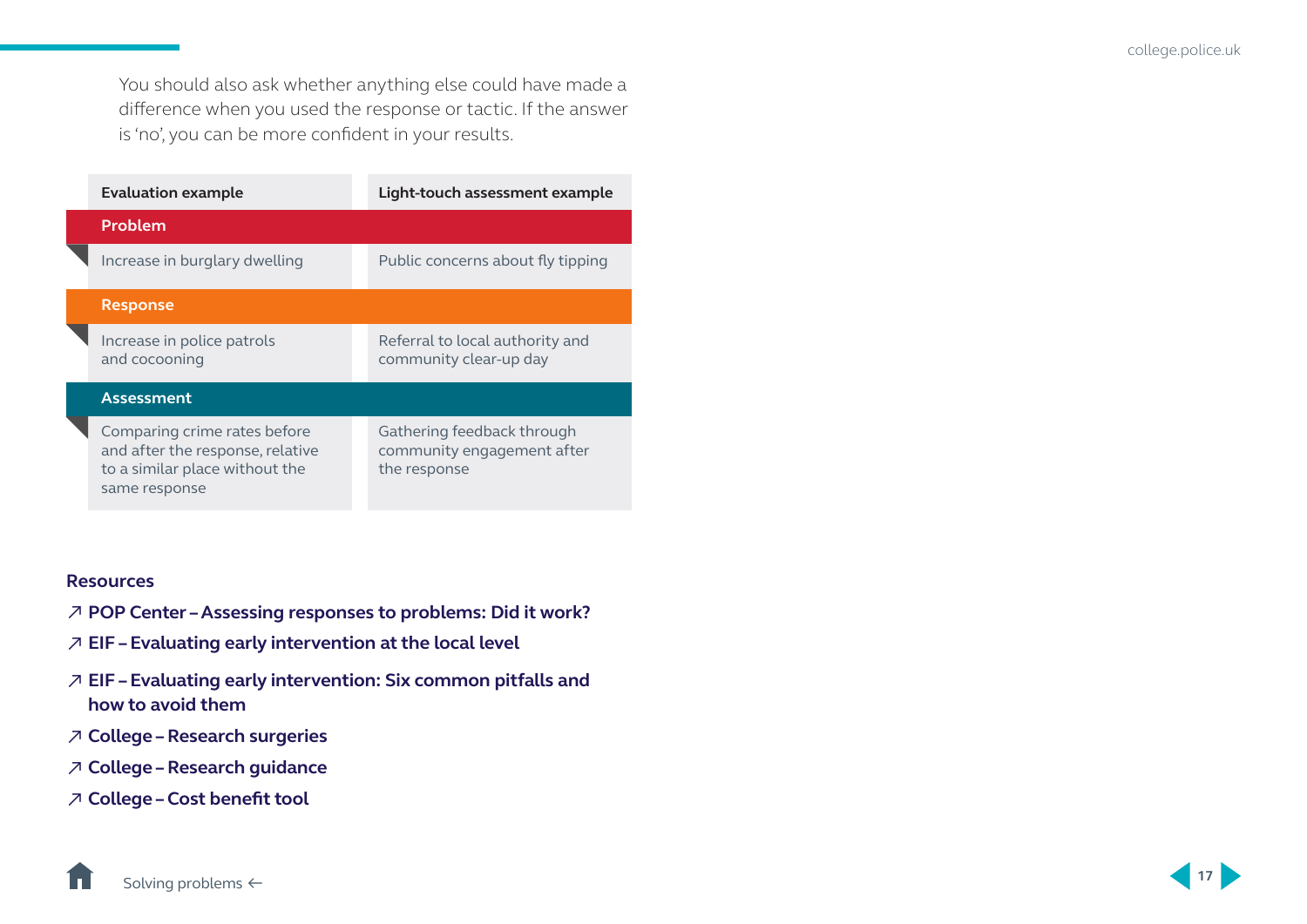You should also ask whether anything else could have made a difference when you used the response or tactic. If the answer is 'no', you can be more confident in your results.

| | Evaluation example | Light-touch assessment example |
|---|---|---|
| **Problem** | Increase in burglary dwelling | Public concerns about fly tipping |
| **Response** | Increase in police patrols and cocooning | Referral to local authority and community clear-up day |
| **Assessment** | Comparing crime rates before and after the response, relative to a similar place without the same response | Gathering feedback through community engagement after the response |

### Resources

- ↗ **POP Center – Assessing responses to problems: Did it work?**
- ↗ **EIF – Evaluating early intervention at the local level**
- ↗ **EIF – Evaluating early intervention: Six common pitfalls and how to avoid them**
- ↗ **College – Research surgeries**
- ↗ **College – Research guidance**
- ↗ **College – Cost benefit tool**

Solving problems ←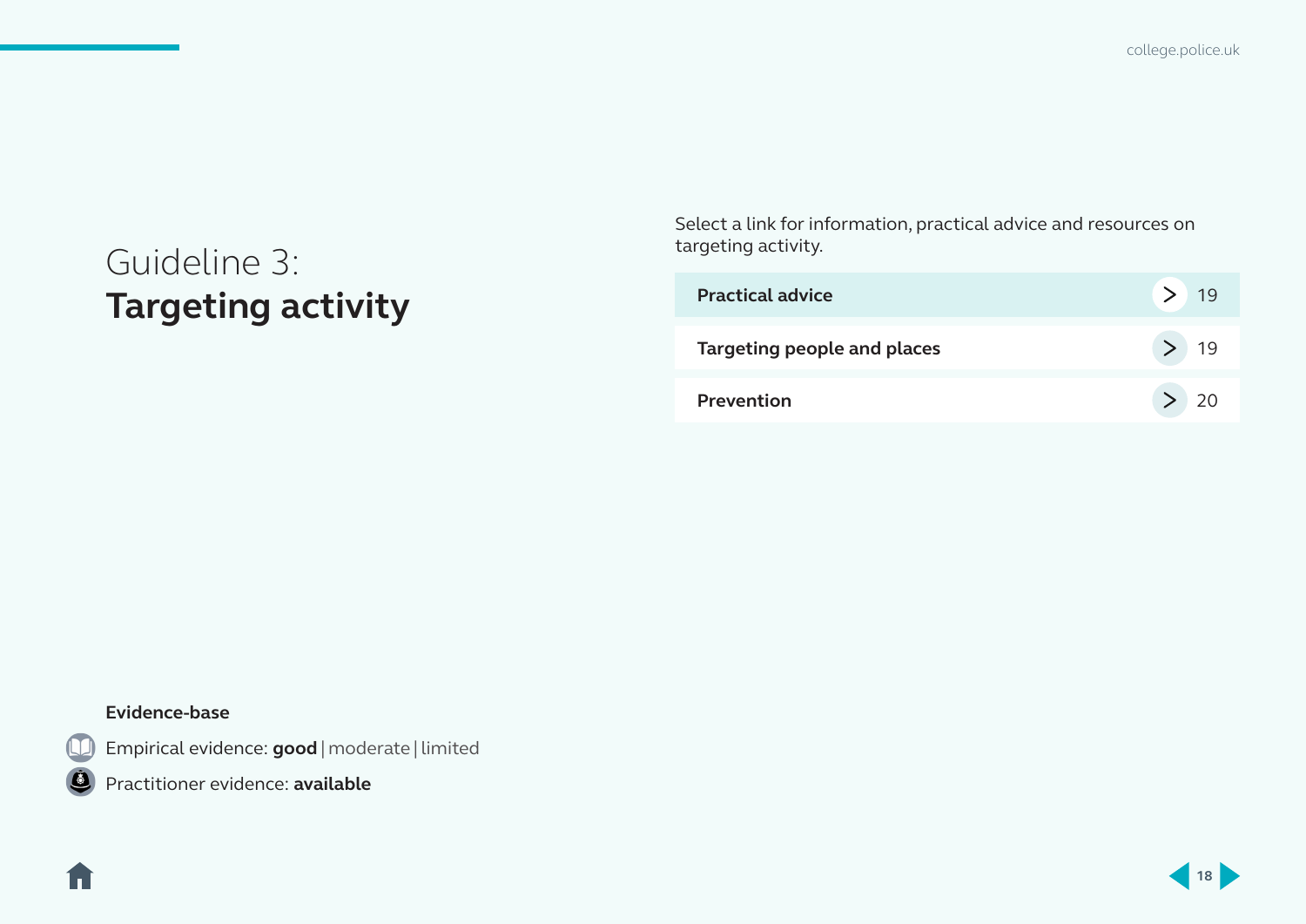# Guideline 3: **Targeting activity**

Select a link for information, practical advice and resources on targeting activity.

| | |
|---|---|
| **Practical advice** | 19 |
| **Targeting people and places** | 19 |
| **Prevention** | 20 |

**Evidence-base**

Empirical evidence: **good** | moderate | limited

Practitioner evidence: **available**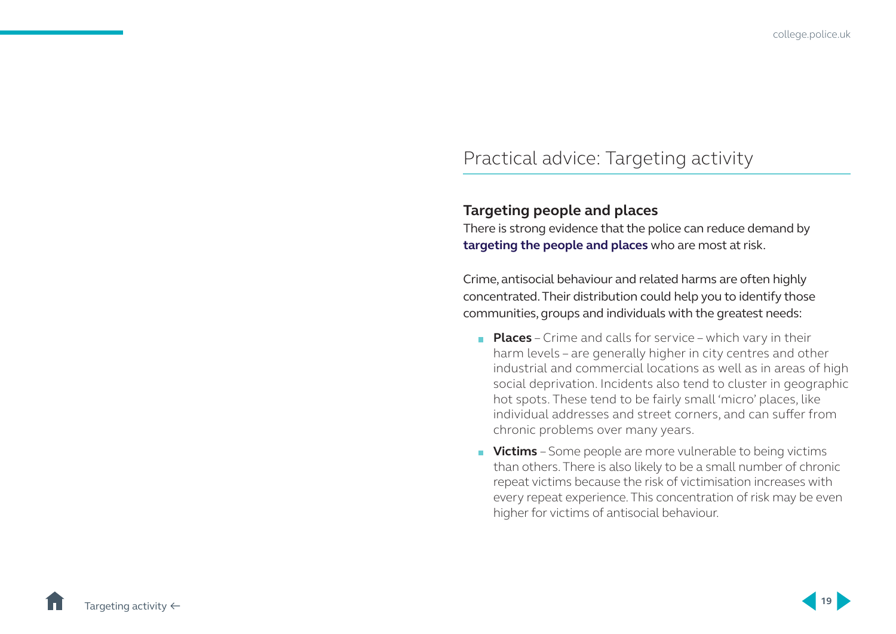# Practical advice: Targeting activity

## Targeting people and places

There is strong evidence that the police can reduce demand by **targeting the people and places** who are most at risk.

Crime, antisocial behaviour and related harms are often highly concentrated. Their distribution could help you to identify those communities, groups and individuals with the greatest needs:

- **Places** – Crime and calls for service – which vary in their harm levels – are generally higher in city centres and other industrial and commercial locations as well as in areas of high social deprivation. Incidents also tend to cluster in geographic hot spots. These tend to be fairly small 'micro' places, like individual addresses and street corners, and can suffer from chronic problems over many years.
- **Victims** – Some people are more vulnerable to being victims than others. There is also likely to be a small number of chronic repeat victims because the risk of victimisation increases with every repeat experience. This concentration of risk may be even higher for victims of antisocial behaviour.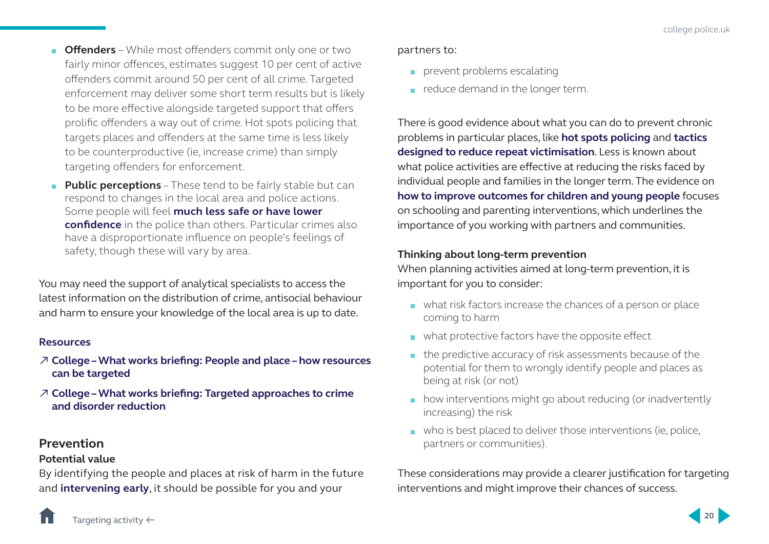- **Offenders** – While most offenders commit only one or two fairly minor offences, estimates suggest 10 per cent of active offenders commit around 50 per cent of all crime. Targeted enforcement may deliver some short term results but is likely to be more effective alongside targeted support that offers prolific offenders a way out of crime. Hot spots policing that targets places and offenders at the same time is less likely to be counterproductive (ie, increase crime) than simply targeting offenders for enforcement.
- **Public perceptions** – These tend to be fairly stable but can respond to changes in the local area and police actions. Some people will feel **much less safe or have lower confidence** in the police than others. Particular crimes also have a disproportionate influence on people's feelings of safety, though these will vary by area.

You may need the support of analytical specialists to access the latest information on the distribution of crime, antisocial behaviour and harm to ensure your knowledge of the local area is up to date.

**Resources**

↗ **College – What works briefing: People and place – how resources can be targeted**

↗ **College – What works briefing: Targeted approaches to crime and disorder reduction**

## Prevention

### Potential value

By identifying the people and places at risk of harm in the future and **intervening early**, it should be possible for you and your partners to:

- prevent problems escalating
- reduce demand in the longer term.

There is good evidence about what you can do to prevent chronic problems in particular places, like **hot spots policing** and **tactics designed to reduce repeat victimisation**. Less is known about what police activities are effective at reducing the risks faced by individual people and families in the longer term. The evidence on **how to improve outcomes for children and young people** focuses on schooling and parenting interventions, which underlines the importance of you working with partners and communities.

### Thinking about long-term prevention

When planning activities aimed at long-term prevention, it is important for you to consider:

- what risk factors increase the chances of a person or place coming to harm
- what protective factors have the opposite effect
- the predictive accuracy of risk assessments because of the potential for them to wrongly identify people and places as being at risk (or not)
- how interventions might go about reducing (or inadvertently increasing) the risk
- who is best placed to deliver those interventions (ie, police, partners or communities).

These considerations may provide a clearer justification for targeting interventions and might improve their chances of success.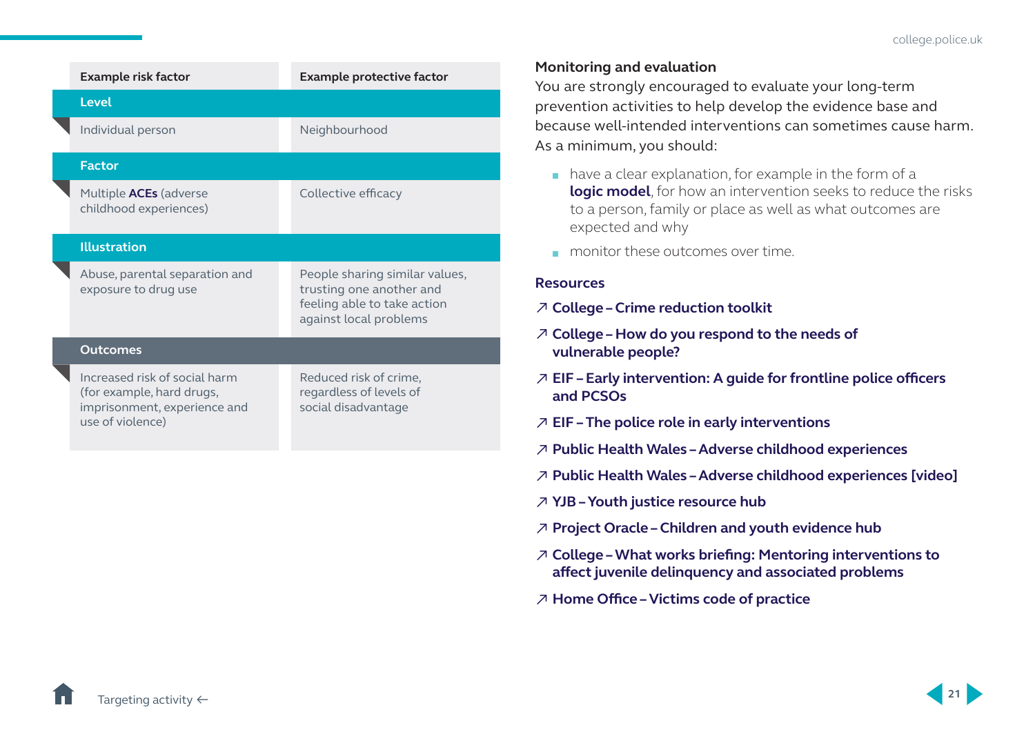| | Example risk factor | Example protective factor |
|---|---|---|
| **Level** | Individual person | Neighbourhood |
| **Factor** | Multiple **ACEs** (adverse childhood experiences) | Collective efficacy |
| **Illustration** | Abuse, parental separation and exposure to drug use | People sharing similar values, trusting one another and feeling able to take action against local problems |
| **Outcomes** | Increased risk of social harm (for example, hard drugs, imprisonment, experience and use of violence) | Reduced risk of crime, regardless of levels of social disadvantage |

### Monitoring and evaluation

You are strongly encouraged to evaluate your long-term prevention activities to help develop the evidence base and because well-intended interventions can sometimes cause harm. As a minimum, you should:

- have a clear explanation, for example in the form of a **logic model**, for how an intervention seeks to reduce the risks to a person, family or place as well as what outcomes are expected and why
- monitor these outcomes over time.

### Resources

- ↗ **College – Crime reduction toolkit**
- ↗ **College – How do you respond to the needs of vulnerable people?**
- ↗ **EIF – Early intervention: A guide for frontline police officers and PCSOs**
- ↗ **EIF – The police role in early interventions**
- ↗ **Public Health Wales – Adverse childhood experiences**
- ↗ **Public Health Wales – Adverse childhood experiences [video]**
- ↗ **YJB – Youth justice resource hub**
- ↗ **Project Oracle – Children and youth evidence hub**
- ↗ **College – What works briefing: Mentoring interventions to affect juvenile delinquency and associated problems**
- ↗ **Home Office – Victims code of practice**

Targeting activity ←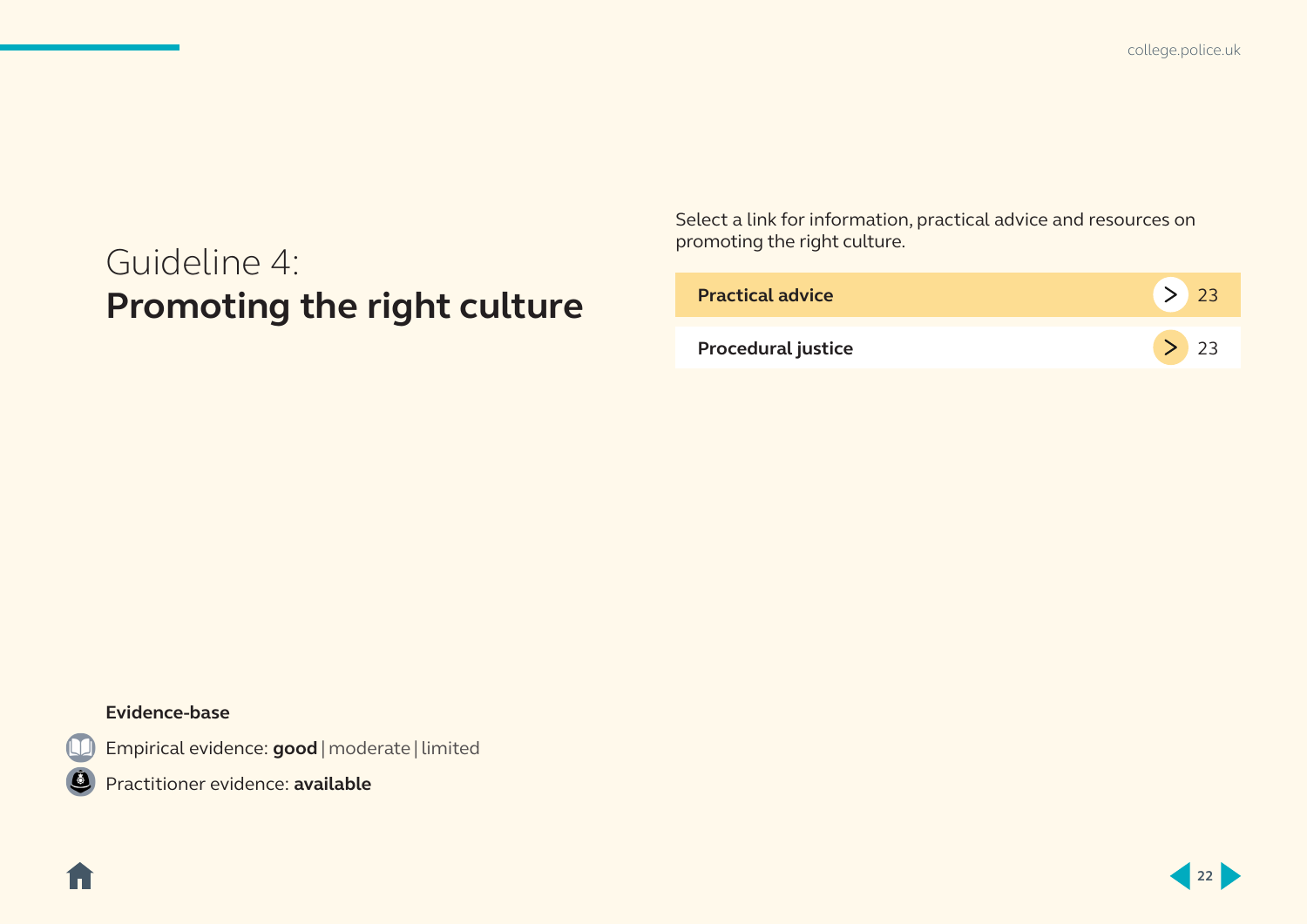# Guideline 4:
# **Promoting the right culture**

Select a link for information, practical advice and resources on promoting the right culture.

| | |
|---|---|
| **Practical advice** | 23 |
| **Procedural justice** | 23 |

**Evidence-base**

Empirical evidence: **good** | moderate | limited

Practitioner evidence: **available**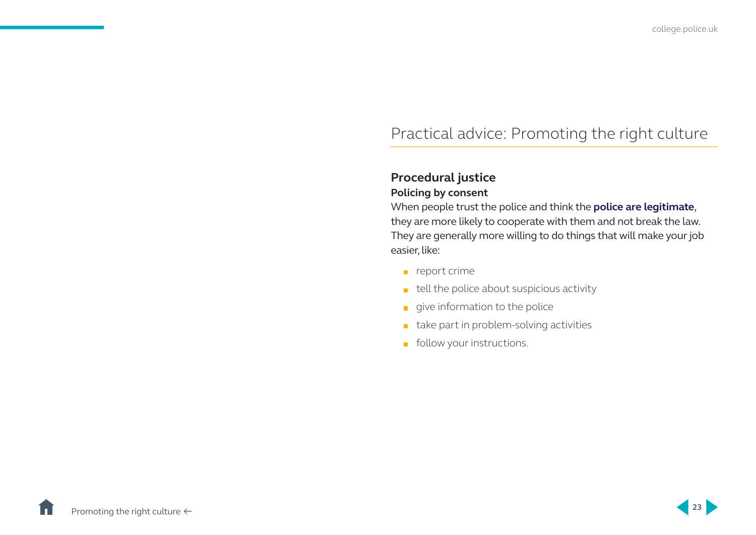# Practical advice: Promoting the right culture

## Procedural justice

### Policing by consent

When people trust the police and think the **police are legitimate**, they are more likely to cooperate with them and not break the law. They are generally more willing to do things that will make your job easier, like:

- report crime
- tell the police about suspicious activity
- give information to the police
- take part in problem-solving activities
- follow your instructions.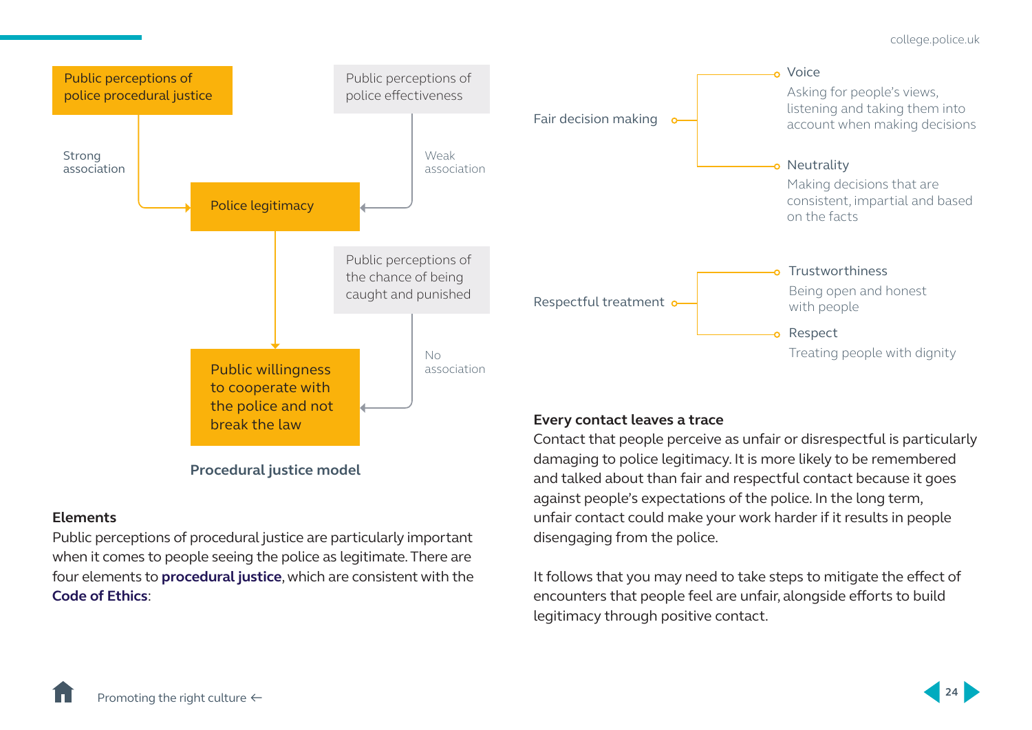Public perceptions of police procedural justice

Strong association

Public perceptions of police effectiveness

Weak association

Police legitimacy

Public perceptions of the chance of being caught and punished

No association

Public willingness to cooperate with the police and not break the law

**Procedural justice model**

### Elements

Public perceptions of procedural justice are particularly important when it comes to people seeing the police as legitimate. There are four elements to **procedural justice**, which are consistent with the **Code of Ethics**:

- Fair decision making
  - **Voice** – Asking for people's views, listening and taking them into account when making decisions
  - **Neutrality** – Making decisions that are consistent, impartial and based on the facts
- Respectful treatment
  - **Trustworthiness** – Being open and honest with people
  - **Respect** – Treating people with dignity

### Every contact leaves a trace

Contact that people perceive as unfair or disrespectful is particularly damaging to police legitimacy. It is more likely to be remembered and talked about than fair and respectful contact because it goes against people's expectations of the police. In the long term, unfair contact could make your work harder if it results in people disengaging from the police.

It follows that you may need to take steps to mitigate the effect of encounters that people feel are unfair, alongside efforts to build legitimacy through positive contact.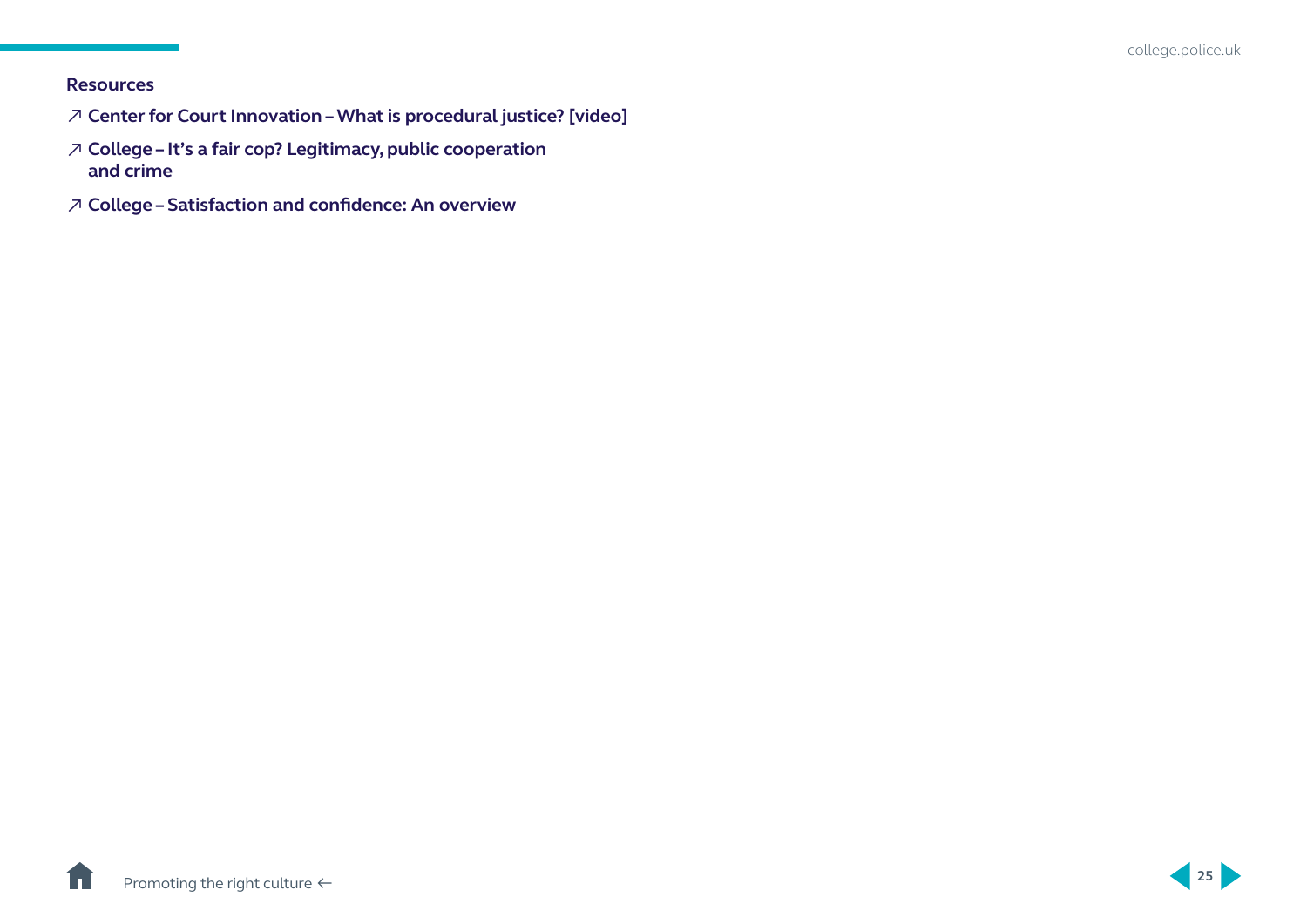**Resources**

- ↗ **Center for Court Innovation – What is procedural justice? [video]**
- ↗ **College – It's a fair cop? Legitimacy, public cooperation and crime**
- ↗ **College – Satisfaction and confidence: An overview**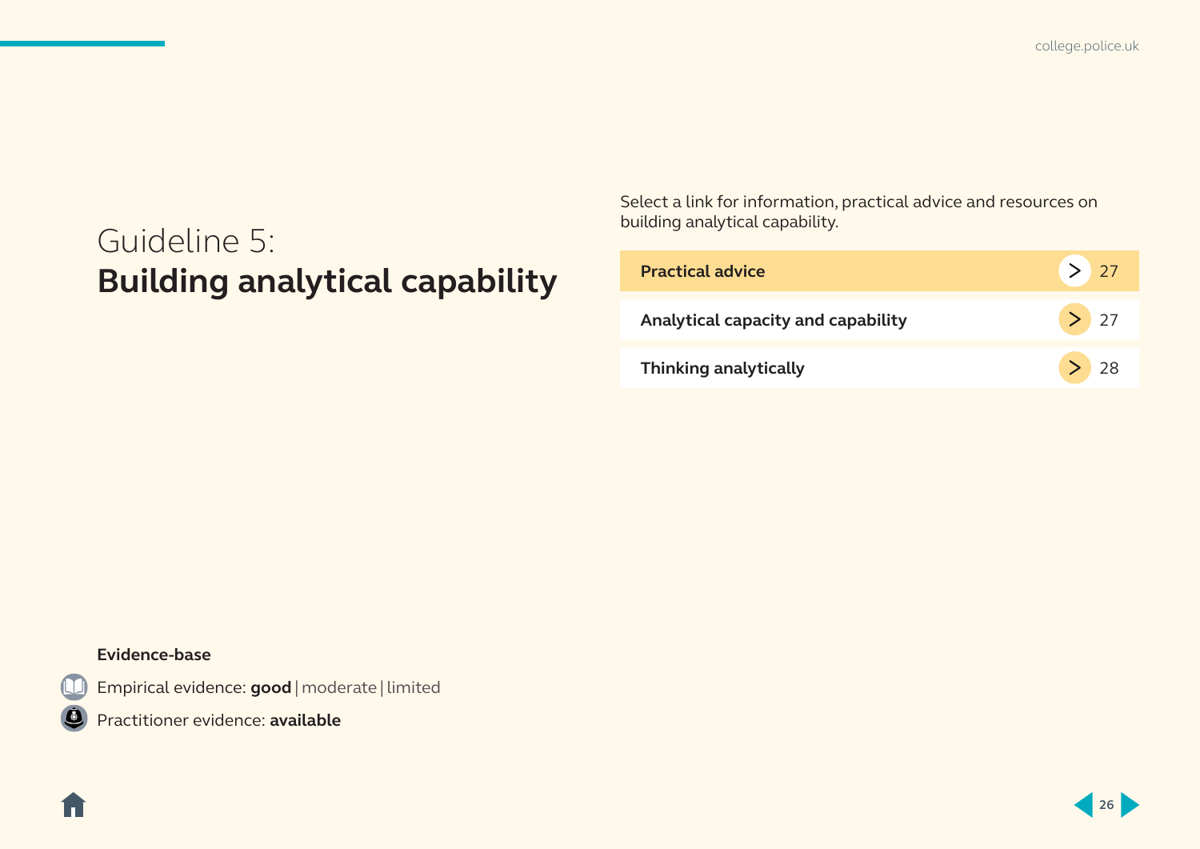# Guideline 5: **Building analytical capability**

Select a link for information, practical advice and resources on building analytical capability.

| | |
|---|---|
| **Practical advice** | 27 |
| **Analytical capacity and capability** | 27 |
| **Thinking analytically** | 28 |

**Evidence-base**

Empirical evidence: **good** | moderate | limited

Practitioner evidence: **available**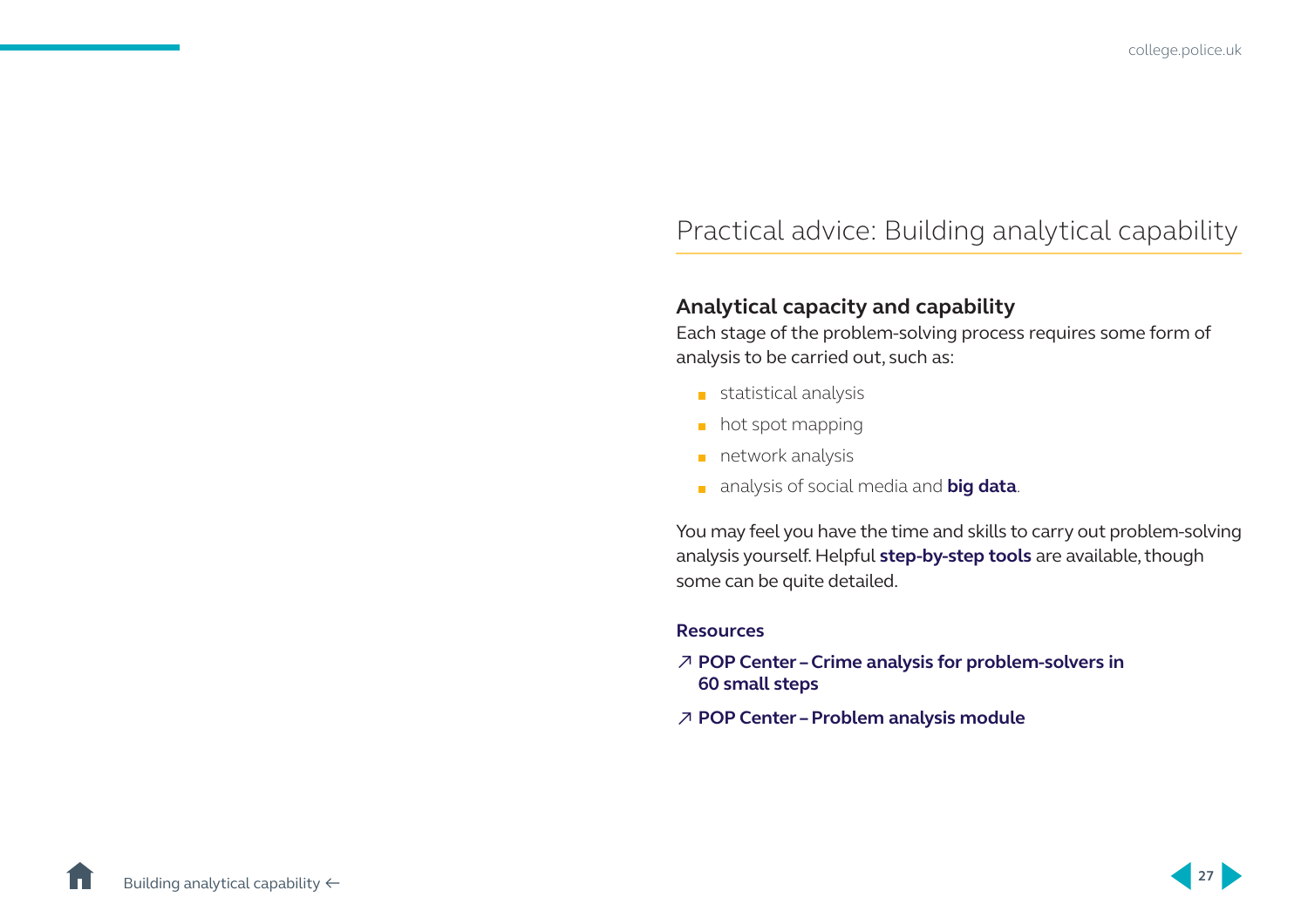# Practical advice: Building analytical capability

## Analytical capacity and capability

Each stage of the problem-solving process requires some form of analysis to be carried out, such as:

- statistical analysis
- hot spot mapping
- network analysis
- analysis of social media and **big data**.

You may feel you have the time and skills to carry out problem-solving analysis yourself. Helpful **step-by-step tools** are available, though some can be quite detailed.

### Resources

↗ **POP Center – Crime analysis for problem-solvers in 60 small steps**

↗ **POP Center – Problem analysis module**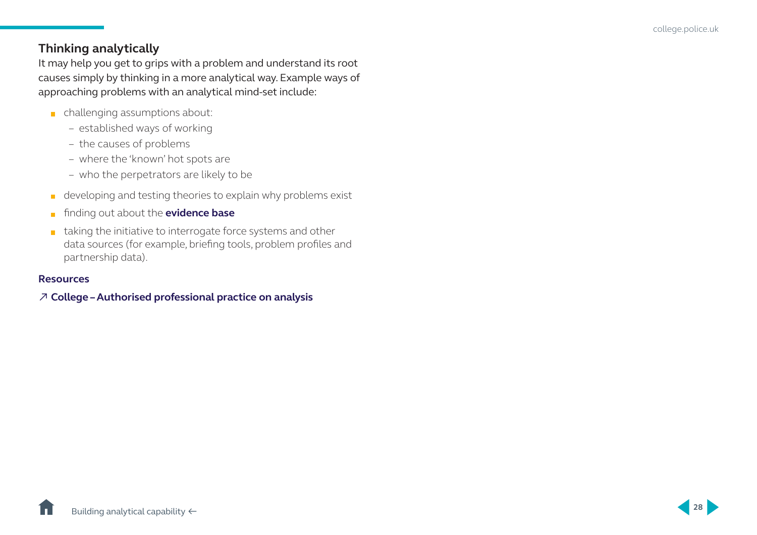## Thinking analytically

It may help you get to grips with a problem and understand its root causes simply by thinking in a more analytical way. Example ways of approaching problems with an analytical mind-set include:

- challenging assumptions about:
  - established ways of working
  - the causes of problems
  - where the 'known' hot spots are
  - who the perpetrators are likely to be
- developing and testing theories to explain why problems exist
- finding out about the **evidence base**
- taking the initiative to interrogate force systems and other data sources (for example, briefing tools, problem profiles and partnership data).

### Resources

↗ **College – Authorised professional practice on analysis**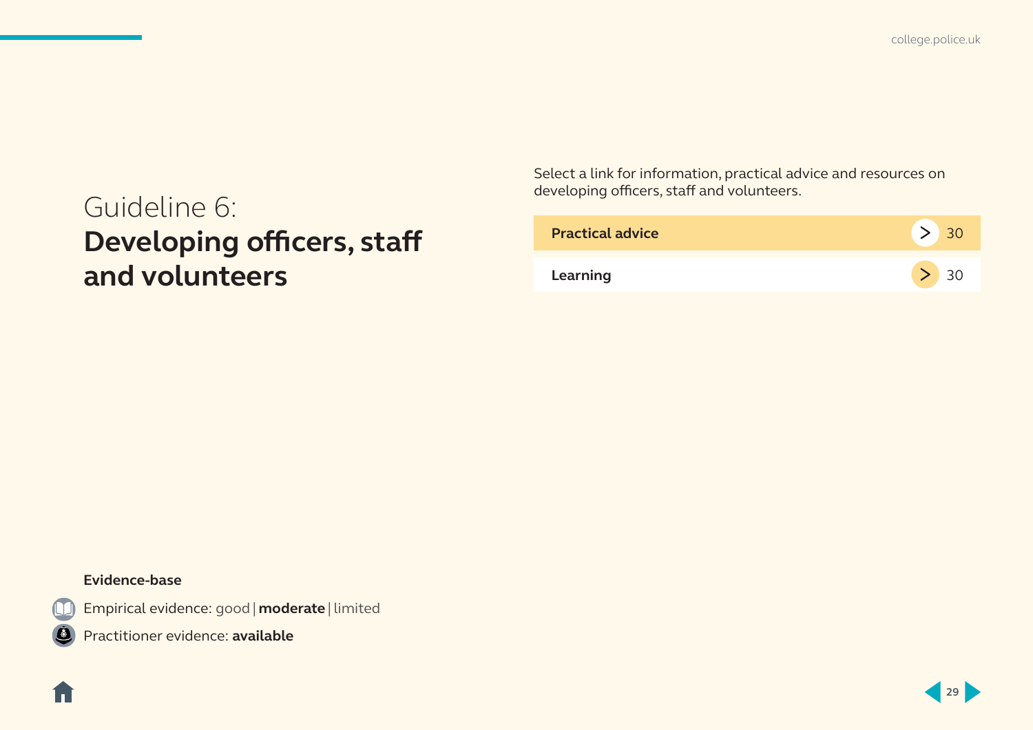# Guideline 6: **Developing officers, staff and volunteers**

Select a link for information, practical advice and resources on developing officers, staff and volunteers.

| | |
|---|---|
| **Practical advice** | 30 |
| **Learning** | 30 |

**Evidence-base**

Empirical evidence: good | **moderate** | limited

Practitioner evidence: **available**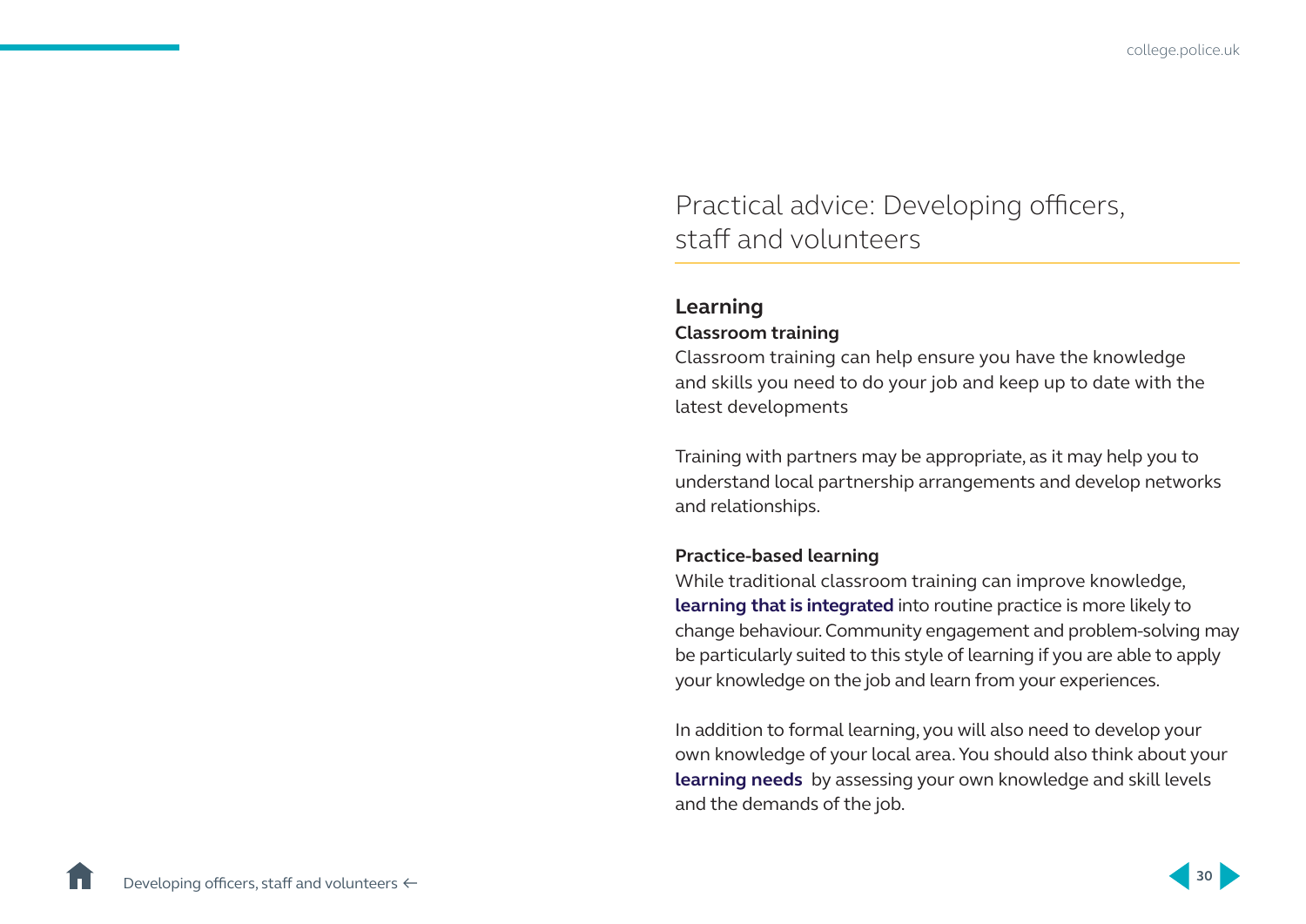# Practical advice: Developing officers, staff and volunteers

## Learning

### Classroom training

Classroom training can help ensure you have the knowledge and skills you need to do your job and keep up to date with the latest developments

Training with partners may be appropriate, as it may help you to understand local partnership arrangements and develop networks and relationships.

### Practice-based learning

While traditional classroom training can improve knowledge, **learning that is integrated** into routine practice is more likely to change behaviour. Community engagement and problem-solving may be particularly suited to this style of learning if you are able to apply your knowledge on the job and learn from your experiences.

In addition to formal learning, you will also need to develop your own knowledge of your local area. You should also think about your **learning needs** by assessing your own knowledge and skill levels and the demands of the job.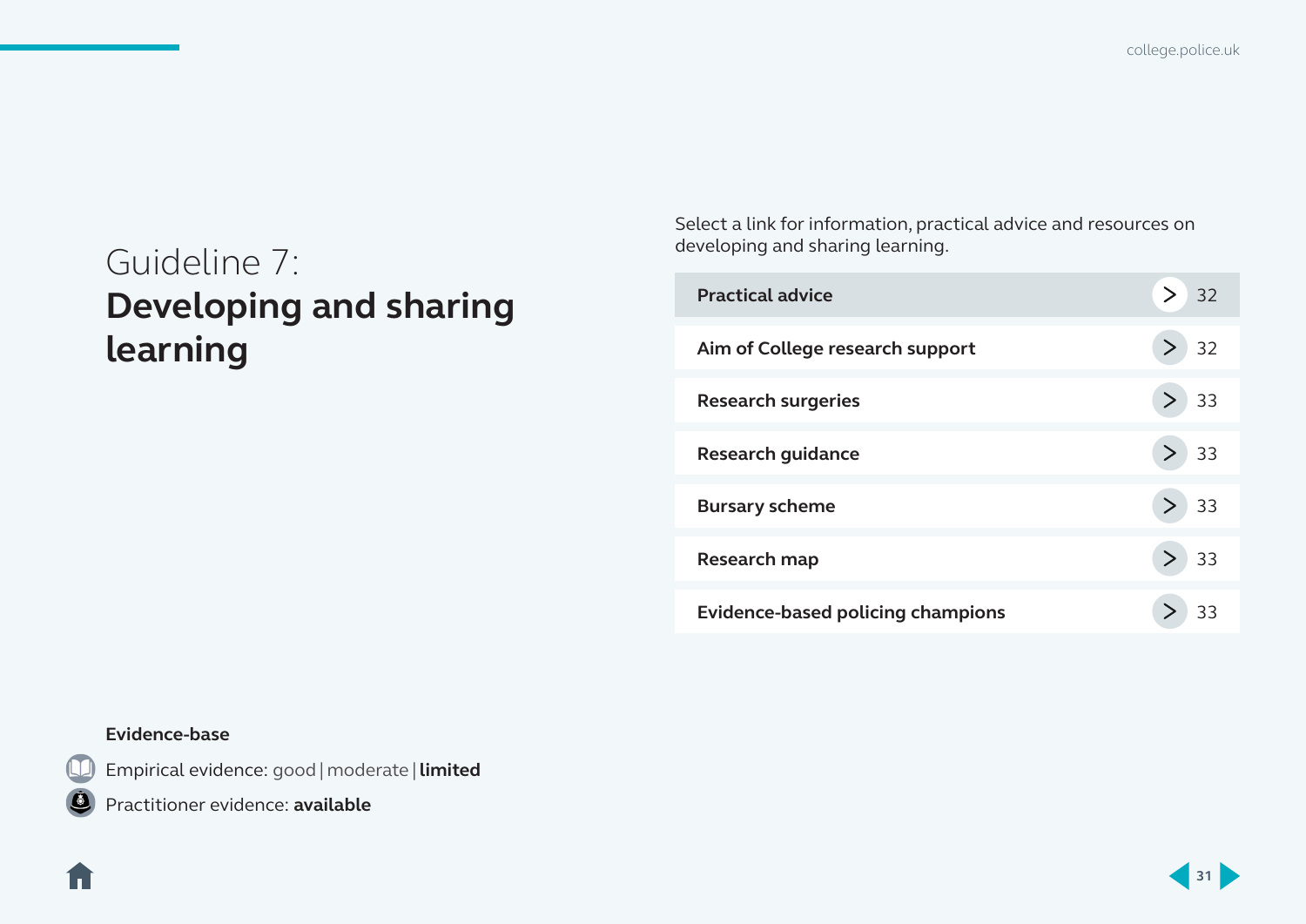# Guideline 7: **Developing and sharing learning**

Select a link for information, practical advice and resources on developing and sharing learning.

| | |
|---|---|
| **Practical advice** | 32 |
| **Aim of College research support** | 32 |
| **Research surgeries** | 33 |
| **Research guidance** | 33 |
| **Bursary scheme** | 33 |
| **Research map** | 33 |
| **Evidence-based policing champions** | 33 |

**Evidence-base**

Empirical evidence: good | moderate | **limited**

Practitioner evidence: **available**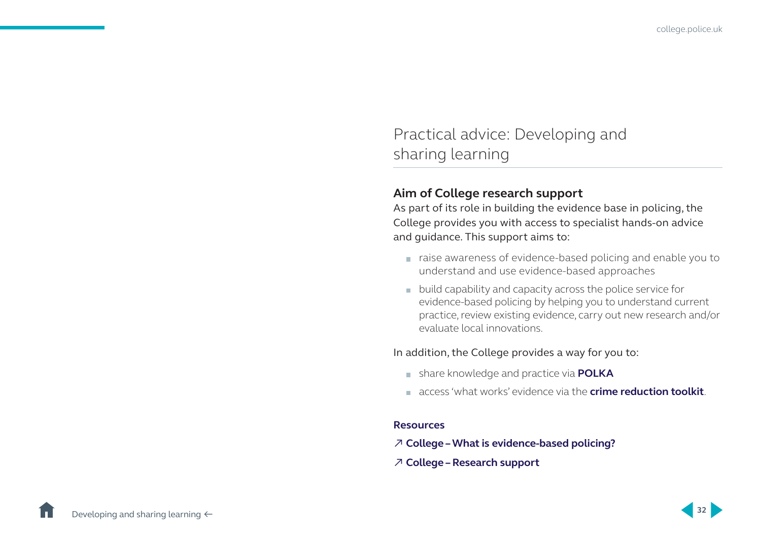# Practical advice: Developing and sharing learning

## Aim of College research support

As part of its role in building the evidence base in policing, the College provides you with access to specialist hands-on advice and guidance. This support aims to:

- raise awareness of evidence-based policing and enable you to understand and use evidence-based approaches
- build capability and capacity across the police service for evidence-based policing by helping you to understand current practice, review existing evidence, carry out new research and/or evaluate local innovations.

In addition, the College provides a way for you to:

- share knowledge and practice via **POLKA**
- access 'what works' evidence via the **crime reduction toolkit**.

### Resources

↗ **College – What is evidence-based policing?**

↗ **College – Research support**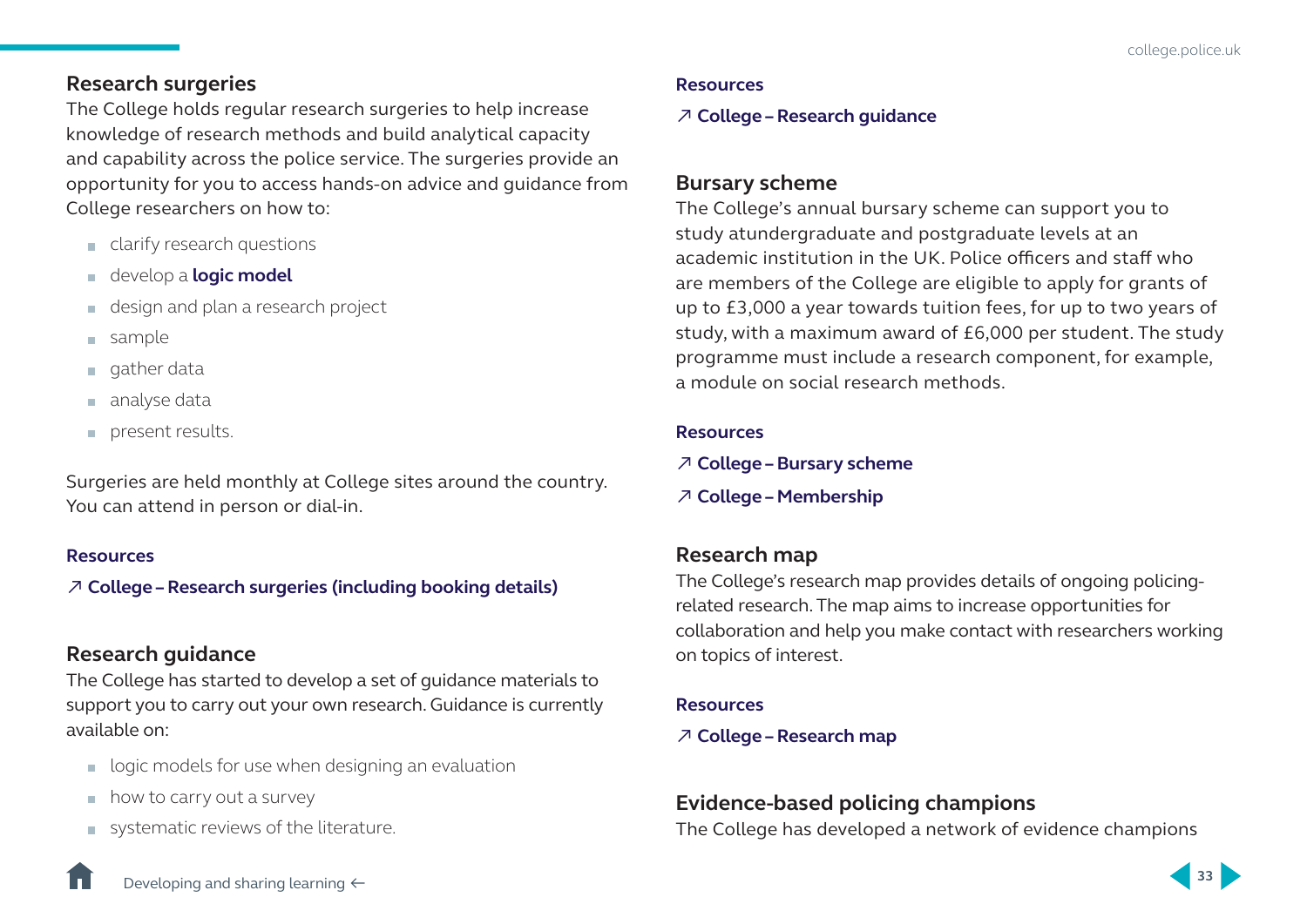## Research surgeries

The College holds regular research surgeries to help increase knowledge of research methods and build analytical capacity and capability across the police service. The surgeries provide an opportunity for you to access hands-on advice and guidance from College researchers on how to:

- clarify research questions
- develop a **logic model**
- design and plan a research project
- sample
- gather data
- analyse data
- present results.

Surgeries are held monthly at College sites around the country. You can attend in person or dial-in.

**Resources**

↗ **College – Research surgeries (including booking details)**

## Research guidance

The College has started to develop a set of guidance materials to support you to carry out your own research. Guidance is currently available on:

- logic models for use when designing an evaluation
- how to carry out a survey
- systematic reviews of the literature.

**Resources**

↗ **College – Research guidance**

## Bursary scheme

The College's annual bursary scheme can support you to study atundergraduate and postgraduate levels at an academic institution in the UK. Police officers and staff who are members of the College are eligible to apply for grants of up to £3,000 a year towards tuition fees, for up to two years of study, with a maximum award of £6,000 per student. The study programme must include a research component, for example, a module on social research methods.

**Resources**

↗ **College – Bursary scheme**

↗ **College – Membership**

## Research map

The College's research map provides details of ongoing policing-related research. The map aims to increase opportunities for collaboration and help you make contact with researchers working on topics of interest.

**Resources**

↗ **College – Research map**

## Evidence-based policing champions

The College has developed a network of evidence champions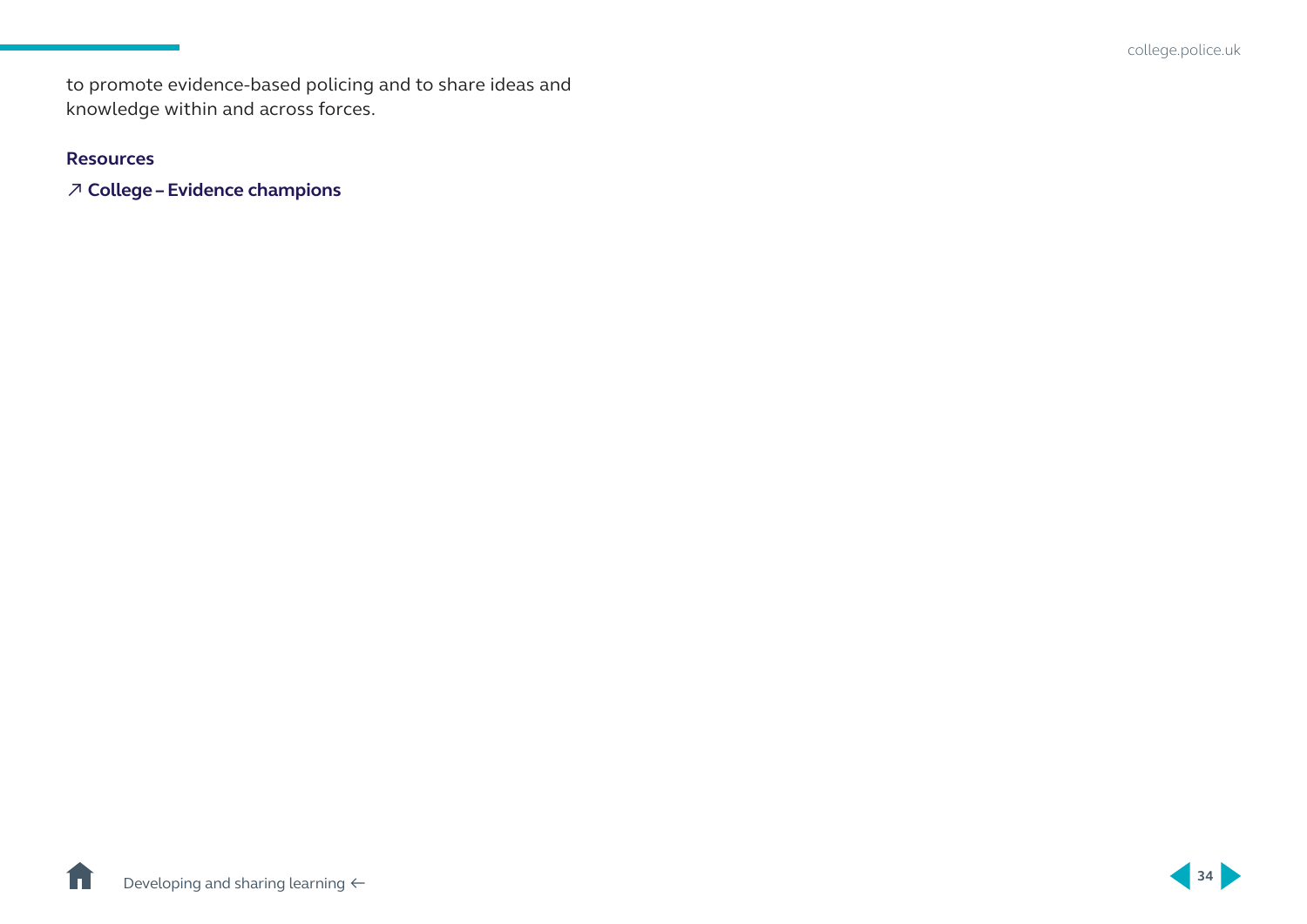to promote evidence-based policing and to share ideas and knowledge within and across forces.

**Resources**

**↗ College – Evidence champions**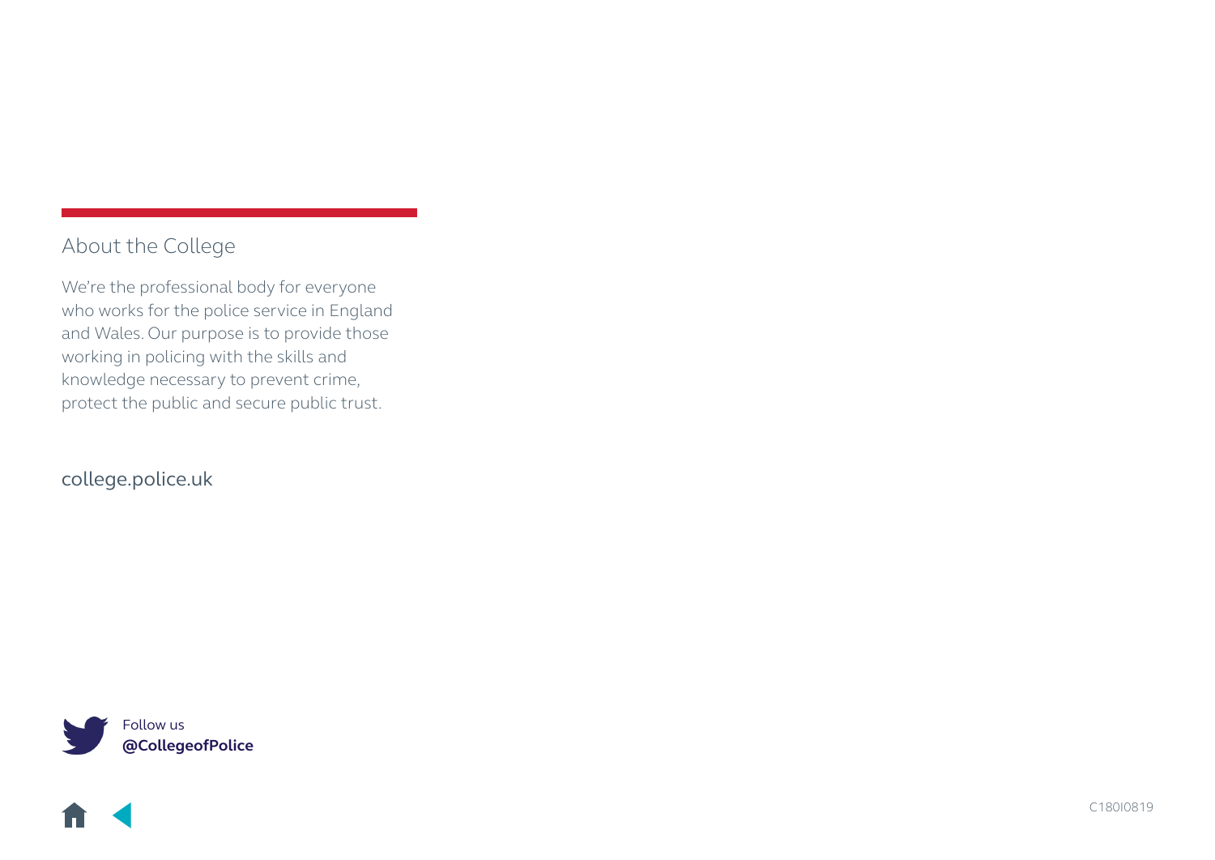## About the College

We're the professional body for everyone who works for the police service in England and Wales. Our purpose is to provide those working in policing with the skills and knowledge necessary to prevent crime, protect the public and secure public trust.

college.police.uk

Follow us
**@CollegeofPolice**

C180I0819